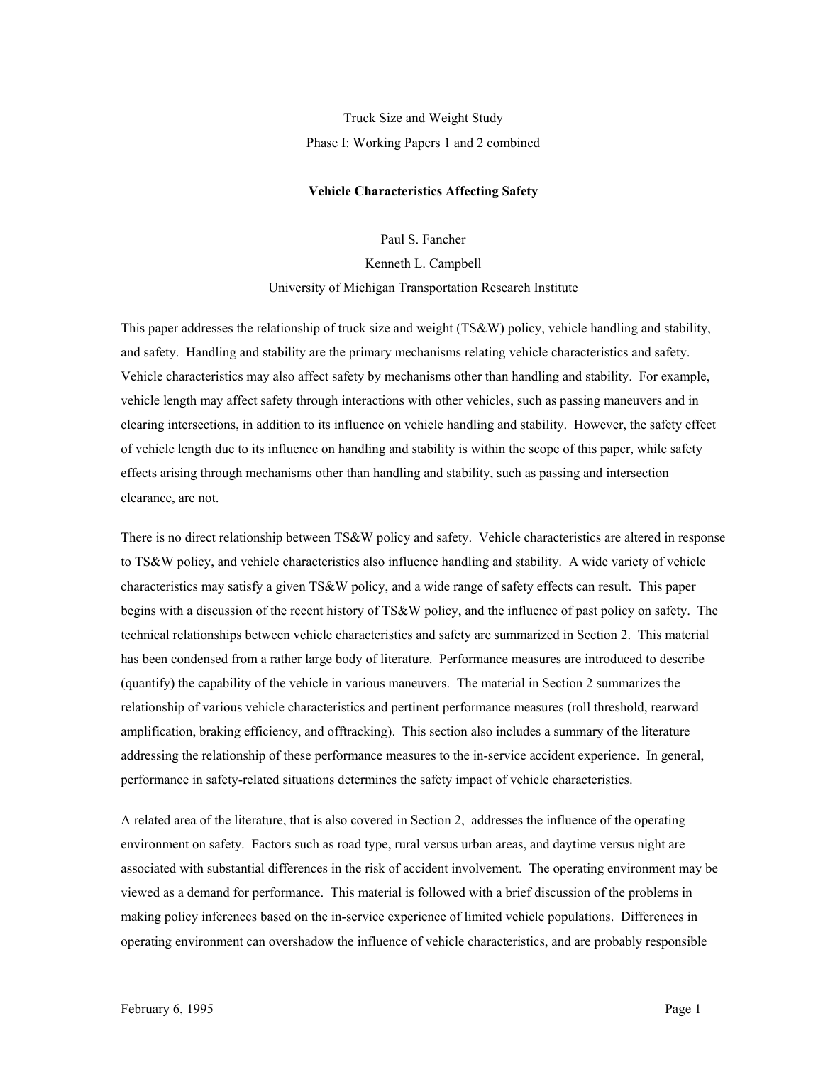Truck Size and Weight Study

Phase I: Working Papers 1 and 2 combined

# Vehicle Characteristics Affecting Safety

Paul S. Fancher

Kenneth L. Campbell

University of Michigan Transportation Research Institute

This paper addresses the relationship of truck size and weight (TS&W) policy, vehicle handling and stability, and safety. Handling and stability are the primary mechanisms relating vehicle characteristics and safety. Vehicle characteristics may also affect safety by mechanisms other than handling and stability. For example, vehicle length may affect safety through interactions with other vehicles, such as passing maneuvers and in clearing intersections, in addition to its influence on vehicle handling and stability. However, the safety effect of vehicle length due to its influence on handling and stability is within the scope of this paper, while safety effects arising through mechanisms other than handling and stability, such as passing and intersection clearance, are not.

There is no direct relationship between TS&W policy and safety. Vehicle characteristics are altered in response to TS&W policy, and vehicle characteristics also influence handling and stability. A wide variety of vehicle characteristics may satisfy a given TS&W policy, and a wide range of safety effects can result. This paper begins with a discussion of the recent history of TS&W policy, and the influence of past policy on safety. The technical relationships between vehicle characteristics and safety are summarized in Section 2. This material has been condensed from a rather large body of literature. Performance measures are introduced to describe (quantify) the capability of the vehicle in various maneuvers. The material in Section 2 summarizes the relationship of various vehicle characteristics and pertinent performance measures (roll threshold, rearward amplification, braking efficiency, and offtracking). This section also includes a summary of the literature addressing the relationship of these performance measures to the in-service accident experience. In general, performance in safety-related situations determines the safety impact of vehicle characteristics.

A related area of the literature, that is also covered in Section 2, addresses the influence of the operating environment on safety. Factors such as road type, rural versus urban areas, and daytime versus night are associated with substantial differences in the risk of accident involvement. The operating environment may be viewed as a demand for performance. This material is followed with a brief discussion of the problems in making policy inferences based on the in-service experience of limited vehicle populations. Differences in operating environment can overshadow the influence of vehicle characteristics, and are probably responsible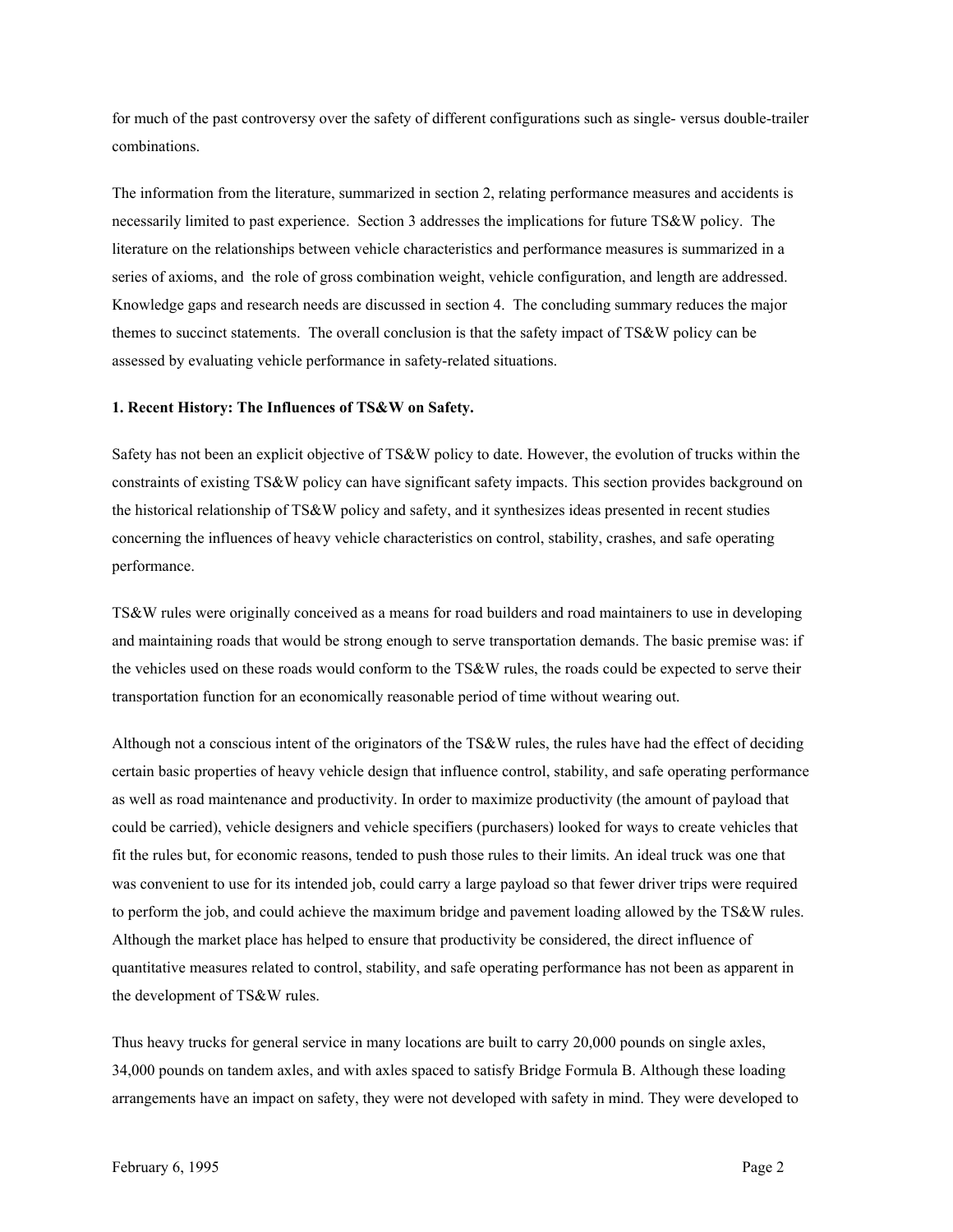for much of the past controversy over the safety of different configurations such as single- versus double-trailer combinations.

The information from the literature, summarized in section 2, relating performance measures and accidents is necessarily limited to past experience. Section 3 addresses the implications for future TS&W policy. The literature on the relationships between vehicle characteristics and performance measures is summarized in a series of axioms, and the role of gross combination weight, vehicle configuration, and length are addressed. Knowledge gaps and research needs are discussed in section 4. The concluding summary reduces the major themes to succinct statements. The overall conclusion is that the safety impact of TS&W policy can be assessed by evaluating vehicle performance in safety-related situations.

**1. Recent History: The Influences of TS&W on Safety.**

Safety has not been an explicit objective of TS&W policy to date. However, the evolution of trucks within the constraints of existing TS&W policy can have significant safety impacts. This section provides background on the historical relationship of TS&W policy and safety, and it synthesizes ideas presented in recent studies concerning the influences of heavy vehicle characteristics on control, stability, crashes, and safe operating performance.

TS&W rules were originally conceived as a means for road builders and road maintainers to use in developing and maintaining roads that would be strong enough to serve transportation demands. The basic premise was: if the vehicles used on these roads would conform to the TS&W rules, the roads could be expected to serve their transportation function for an economically reasonable period of time without wearing out.

Although not a conscious intent of the originators of the TS&W rules, the rules have had the effect of deciding certain basic properties of heavy vehicle design that influence control, stability, and safe operating performance as well as road maintenance and productivity. In order to maximize productivity (the amount of payload that could be carried), vehicle designers and vehicle specifiers (purchasers) looked for ways to create vehicles that fit the rules but, for economic reasons, tended to push those rules to their limits. An ideal truck was one that was convenient to use for its intended job, could carry a large payload so that fewer driver trips were required to perform the job, and could achieve the maximum bridge and pavement loading allowed by the TS&W rules. Although the market place has helped to ensure that productivity be considered, the direct influence of quantitative measures related to control, stability, and safe operating performance has not been as apparent in the development of TS&W rules.

Thus heavy trucks for general service in many locations are built to carry 20,000 pounds on single axles, 34,000 pounds on tandem axles, and with axles spaced to satisfy Bridge Formula B. Although these loading arrangements have an impact on safety, they were not developed with safety in mind. They were developed to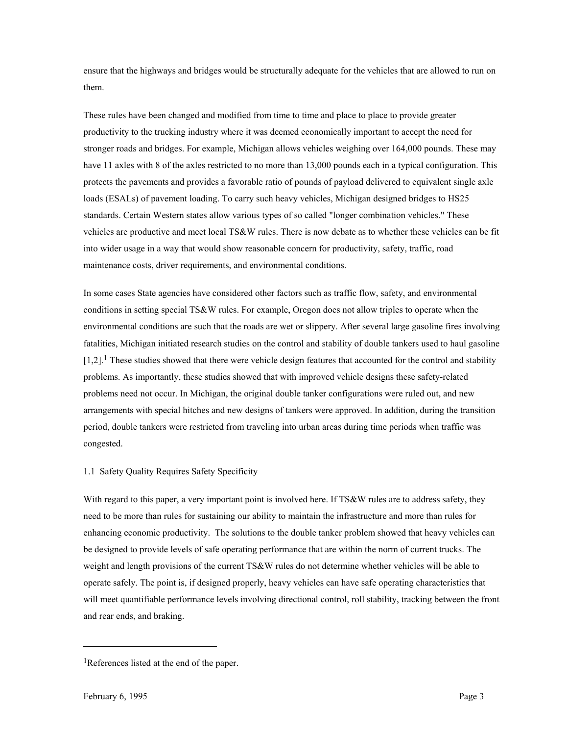ensure that the highways and bridges would be structurally adequate for the vehicles that are allowed to run on them.

These rules have been changed and modified from time to time and place to place to provide greater productivity to the trucking industry where it was deemed economically important to accept the need for stronger roads and bridges. For example, Michigan allows vehicles weighing over 164,000 pounds. These may have 11 axles with 8 of the axles restricted to no more than 13,000 pounds each in a typical configuration. This protects the pavements and provides a favorable ratio of pounds of payload delivered to equivalent single axle loads (ESALs) of pavement loading. To carry such heavy vehicles, Michigan designed bridges to HS25 standards. Certain Western states allow various types of so called "longer combination vehicles." These vehicles are productive and meet local TS&W rules. There is now debate as to whether these vehicles can be fit into wider usage in a way that would show reasonable concern for productivity, safety, traffic, road maintenance costs, driver requirements, and environmental conditions.

In some cases State agencies have considered other factors such as traffic flow, safety, and environmental conditions in setting special TS&W rules. For example, Oregon does not allow triples to operate when the environmental conditions are such that the roads are wet or slippery. After several large gasoline fires involving fatalities, Michigan initiated research studies on the control and stability of double tankers used to haul gasoline [1,2].[1] These studies showed that there were vehicle design features that accounted for the control and stability problems. As importantly, these studies showed that with improved vehicle designs these safety-related problems need not occur. In Michigan, the original double tanker configurations were ruled out, and new arrangements with special hitches and new designs of tankers were approved. In addition, during the transition period, double tankers were restricted from traveling into urban areas during time periods when traffic was congested.

## 1.1 Safety Quality Requires Safety Specificity

With regard to this paper, a very important point is involved here. If TS&W rules are to address safety, they need to be more than rules for sustaining our ability to maintain the infrastructure and more than rules for enhancing economic productivity. The solutions to the double tanker problem showed that heavy vehicles can be designed to provide levels of safe operating performance that are within the norm of current trucks. The weight and length provisions of the current TS&W rules do not determine whether vehicles will be able to operate safely. The point is, if designed properly, heavy vehicles can have safe operating characteristics that will meet quantifiable performance levels involving directional control, roll stability, tracking between the front and rear ends, and braking.

---

[1] References listed at the end of the paper.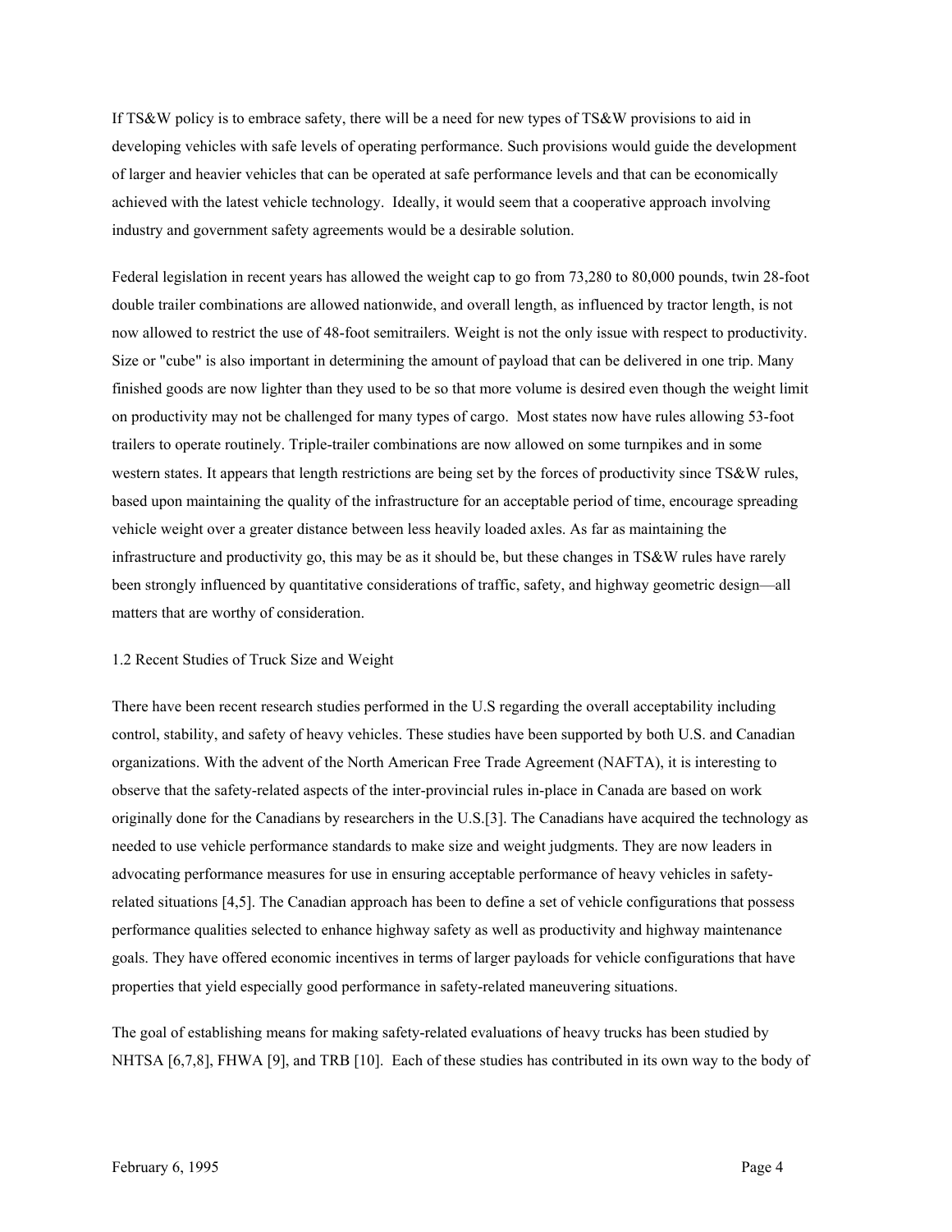If TS&W policy is to embrace safety, there will be a need for new types of TS&W provisions to aid in developing vehicles with safe levels of operating performance. Such provisions would guide the development of larger and heavier vehicles that can be operated at safe performance levels and that can be economically achieved with the latest vehicle technology. Ideally, it would seem that a cooperative approach involving industry and government safety agreements would be a desirable solution.

Federal legislation in recent years has allowed the weight cap to go from 73,280 to 80,000 pounds, twin 28-foot double trailer combinations are allowed nationwide, and overall length, as influenced by tractor length, is not now allowed to restrict the use of 48-foot semitrailers. Weight is not the only issue with respect to productivity. Size or "cube" is also important in determining the amount of payload that can be delivered in one trip. Many finished goods are now lighter than they used to be so that more volume is desired even though the weight limit on productivity may not be challenged for many types of cargo. Most states now have rules allowing 53-foot trailers to operate routinely. Triple-trailer combinations are now allowed on some turnpikes and in some western states. It appears that length restrictions are being set by the forces of productivity since TS&W rules, based upon maintaining the quality of the infrastructure for an acceptable period of time, encourage spreading vehicle weight over a greater distance between less heavily loaded axles. As far as maintaining the infrastructure and productivity go, this may be as it should be, but these changes in TS&W rules have rarely been strongly influenced by quantitative considerations of traffic, safety, and highway geometric design—all matters that are worthy of consideration.

## 1.2 Recent Studies of Truck Size and Weight

There have been recent research studies performed in the U.S regarding the overall acceptability including control, stability, and safety of heavy vehicles. These studies have been supported by both U.S. and Canadian organizations. With the advent of the North American Free Trade Agreement (NAFTA), it is interesting to observe that the safety-related aspects of the inter-provincial rules in-place in Canada are based on work originally done for the Canadians by researchers in the U.S.[3]. The Canadians have acquired the technology as needed to use vehicle performance standards to make size and weight judgments. They are now leaders in advocating performance measures for use in ensuring acceptable performance of heavy vehicles in safety-related situations [4,5]. The Canadian approach has been to define a set of vehicle configurations that possess performance qualities selected to enhance highway safety as well as productivity and highway maintenance goals. They have offered economic incentives in terms of larger payloads for vehicle configurations that have properties that yield especially good performance in safety-related maneuvering situations.

The goal of establishing means for making safety-related evaluations of heavy trucks has been studied by NHTSA [6,7,8], FHWA [9], and TRB [10]. Each of these studies has contributed in its own way to the body of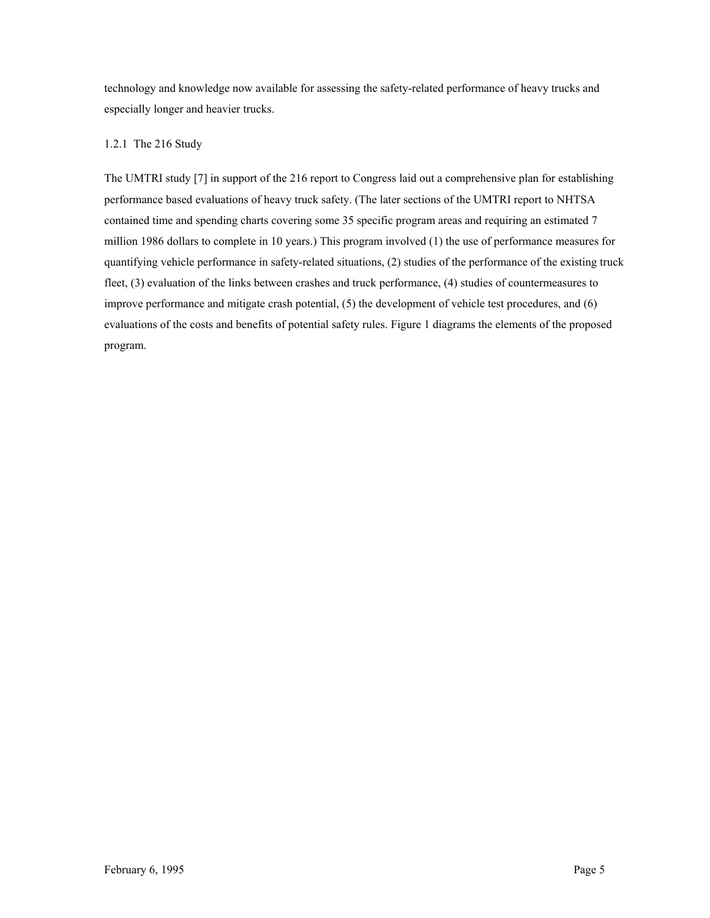technology and knowledge now available for assessing the safety-related performance of heavy trucks and especially longer and heavier trucks.

### 1.2.1 The 216 Study

The UMTRI study [7] in support of the 216 report to Congress laid out a comprehensive plan for establishing performance based evaluations of heavy truck safety. (The later sections of the UMTRI report to NHTSA contained time and spending charts covering some 35 specific program areas and requiring an estimated 7 million 1986 dollars to complete in 10 years.) This program involved (1) the use of performance measures for quantifying vehicle performance in safety-related situations, (2) studies of the performance of the existing truck fleet, (3) evaluation of the links between crashes and truck performance, (4) studies of countermeasures to improve performance and mitigate crash potential, (5) the development of vehicle test procedures, and (6) evaluations of the costs and benefits of potential safety rules. Figure 1 diagrams the elements of the proposed program.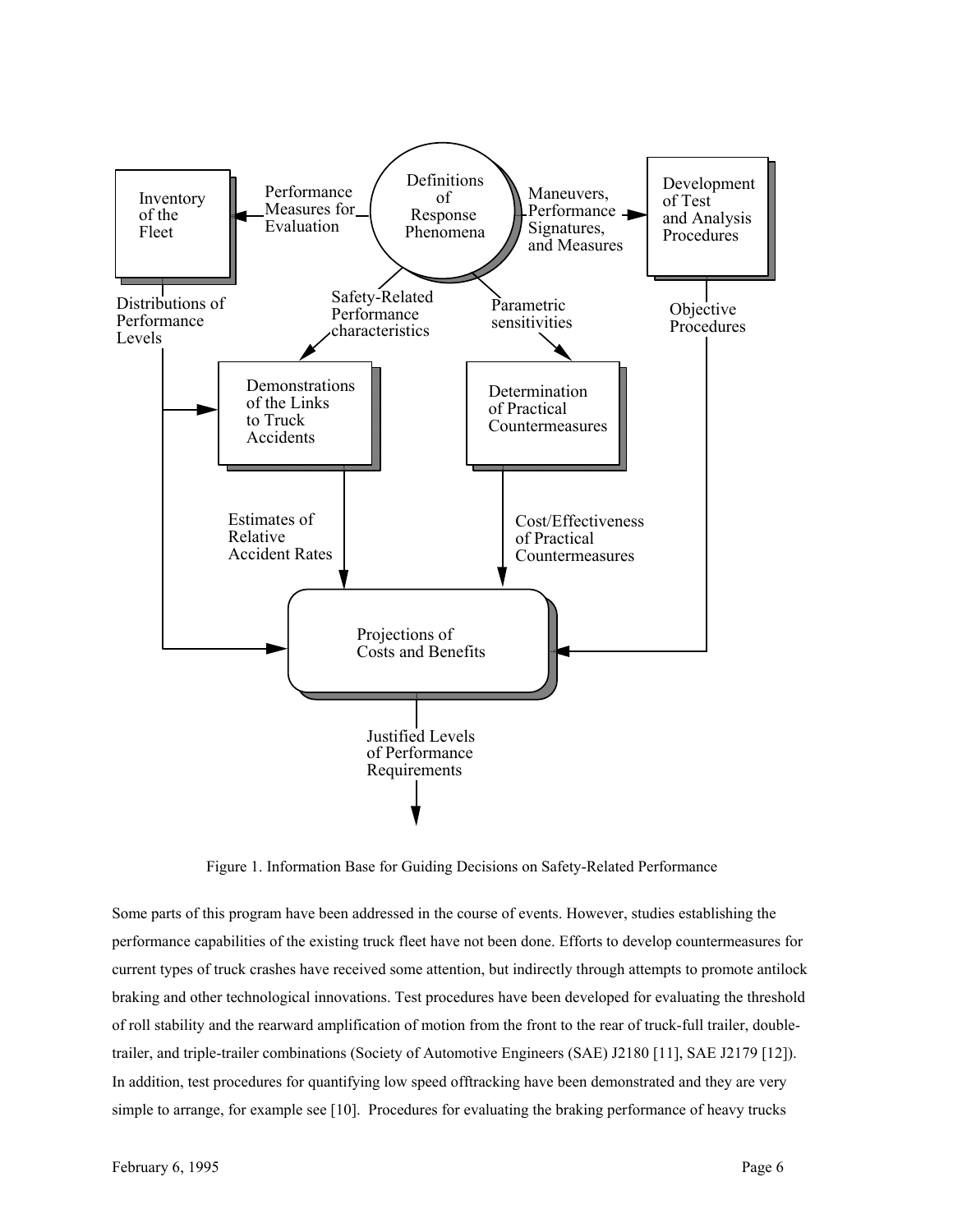Figure 1. Information Base for Guiding Decisions on Safety-Related Performance

Some parts of this program have been addressed in the course of events. However, studies establishing the performance capabilities of the existing truck fleet have not been done. Efforts to develop countermeasures for current types of truck crashes have received some attention, but indirectly through attempts to promote antilock braking and other technological innovations. Test procedures have been developed for evaluating the threshold of roll stability and the rearward amplification of motion from the front to the rear of truck-full trailer, double-trailer, and triple-trailer combinations (Society of Automotive Engineers (SAE) J2180 [11], SAE J2179 [12]). In addition, test procedures for quantifying low speed offtracking have been demonstrated and they are very simple to arrange, for example see [10]. Procedures for evaluating the braking performance of heavy trucks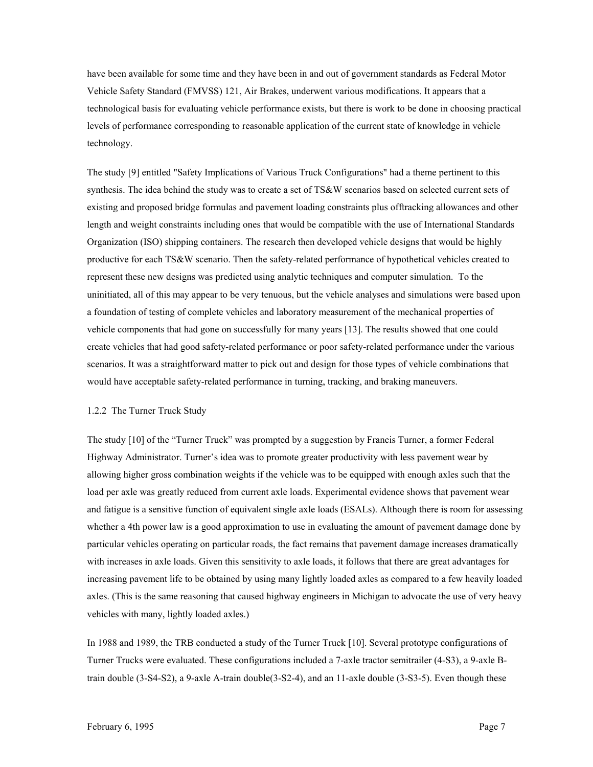have been available for some time and they have been in and out of government standards as Federal Motor Vehicle Safety Standard (FMVSS) 121, Air Brakes, underwent various modifications. It appears that a technological basis for evaluating vehicle performance exists, but there is work to be done in choosing practical levels of performance corresponding to reasonable application of the current state of knowledge in vehicle technology.

The study [9] entitled "Safety Implications of Various Truck Configurations" had a theme pertinent to this synthesis. The idea behind the study was to create a set of TS&W scenarios based on selected current sets of existing and proposed bridge formulas and pavement loading constraints plus offtracking allowances and other length and weight constraints including ones that would be compatible with the use of International Standards Organization (ISO) shipping containers. The research then developed vehicle designs that would be highly productive for each TS&W scenario. Then the safety-related performance of hypothetical vehicles created to represent these new designs was predicted using analytic techniques and computer simulation. To the uninitiated, all of this may appear to be very tenuous, but the vehicle analyses and simulations were based upon a foundation of testing of complete vehicles and laboratory measurement of the mechanical properties of vehicle components that had gone on successfully for many years [13]. The results showed that one could create vehicles that had good safety-related performance or poor safety-related performance under the various scenarios. It was a straightforward matter to pick out and design for those types of vehicle combinations that would have acceptable safety-related performance in turning, tracking, and braking maneuvers.

### 1.2.2 The Turner Truck Study

The study [10] of the "Turner Truck" was prompted by a suggestion by Francis Turner, a former Federal Highway Administrator. Turner's idea was to promote greater productivity with less pavement wear by allowing higher gross combination weights if the vehicle was to be equipped with enough axles such that the load per axle was greatly reduced from current axle loads. Experimental evidence shows that pavement wear and fatigue is a sensitive function of equivalent single axle loads (ESALs). Although there is room for assessing whether a 4th power law is a good approximation to use in evaluating the amount of pavement damage done by particular vehicles operating on particular roads, the fact remains that pavement damage increases dramatically with increases in axle loads. Given this sensitivity to axle loads, it follows that there are great advantages for increasing pavement life to be obtained by using many lightly loaded axles as compared to a few heavily loaded axles. (This is the same reasoning that caused highway engineers in Michigan to advocate the use of very heavy vehicles with many, lightly loaded axles.)

In 1988 and 1989, the TRB conducted a study of the Turner Truck [10]. Several prototype configurations of Turner Trucks were evaluated. These configurations included a 7-axle tractor semitrailer (4-S3), a 9-axle B-train double (3-S4-S2), a 9-axle A-train double(3-S2-4), and an 11-axle double (3-S3-5). Even though these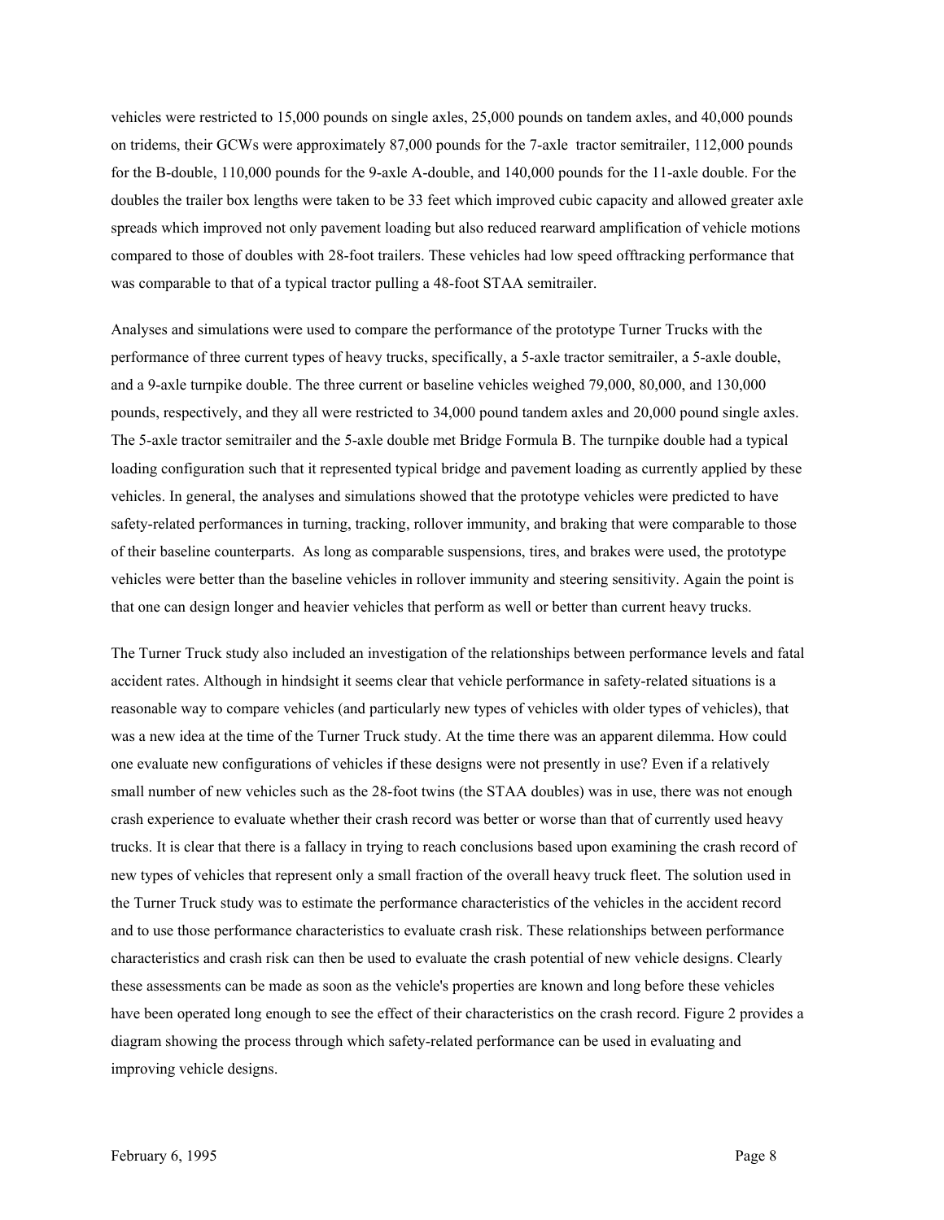vehicles were restricted to 15,000 pounds on single axles, 25,000 pounds on tandem axles, and 40,000 pounds on tridems, their GCWs were approximately 87,000 pounds for the 7-axle tractor semitrailer, 112,000 pounds for the B-double, 110,000 pounds for the 9-axle A-double, and 140,000 pounds for the 11-axle double. For the doubles the trailer box lengths were taken to be 33 feet which improved cubic capacity and allowed greater axle spreads which improved not only pavement loading but also reduced rearward amplification of vehicle motions compared to those of doubles with 28-foot trailers. These vehicles had low speed offtracking performance that was comparable to that of a typical tractor pulling a 48-foot STAA semitrailer.

Analyses and simulations were used to compare the performance of the prototype Turner Trucks with the performance of three current types of heavy trucks, specifically, a 5-axle tractor semitrailer, a 5-axle double, and a 9-axle turnpike double. The three current or baseline vehicles weighed 79,000, 80,000, and 130,000 pounds, respectively, and they all were restricted to 34,000 pound tandem axles and 20,000 pound single axles. The 5-axle tractor semitrailer and the 5-axle double met Bridge Formula B. The turnpike double had a typical loading configuration such that it represented typical bridge and pavement loading as currently applied by these vehicles. In general, the analyses and simulations showed that the prototype vehicles were predicted to have safety-related performances in turning, tracking, rollover immunity, and braking that were comparable to those of their baseline counterparts. As long as comparable suspensions, tires, and brakes were used, the prototype vehicles were better than the baseline vehicles in rollover immunity and steering sensitivity. Again the point is that one can design longer and heavier vehicles that perform as well or better than current heavy trucks.

The Turner Truck study also included an investigation of the relationships between performance levels and fatal accident rates. Although in hindsight it seems clear that vehicle performance in safety-related situations is a reasonable way to compare vehicles (and particularly new types of vehicles with older types of vehicles), that was a new idea at the time of the Turner Truck study. At the time there was an apparent dilemma. How could one evaluate new configurations of vehicles if these designs were not presently in use? Even if a relatively small number of new vehicles such as the 28-foot twins (the STAA doubles) was in use, there was not enough crash experience to evaluate whether their crash record was better or worse than that of currently used heavy trucks. It is clear that there is a fallacy in trying to reach conclusions based upon examining the crash record of new types of vehicles that represent only a small fraction of the overall heavy truck fleet. The solution used in the Turner Truck study was to estimate the performance characteristics of the vehicles in the accident record and to use those performance characteristics to evaluate crash risk. These relationships between performance characteristics and crash risk can then be used to evaluate the crash potential of new vehicle designs. Clearly these assessments can be made as soon as the vehicle's properties are known and long before these vehicles have been operated long enough to see the effect of their characteristics on the crash record. Figure 2 provides a diagram showing the process through which safety-related performance can be used in evaluating and improving vehicle designs.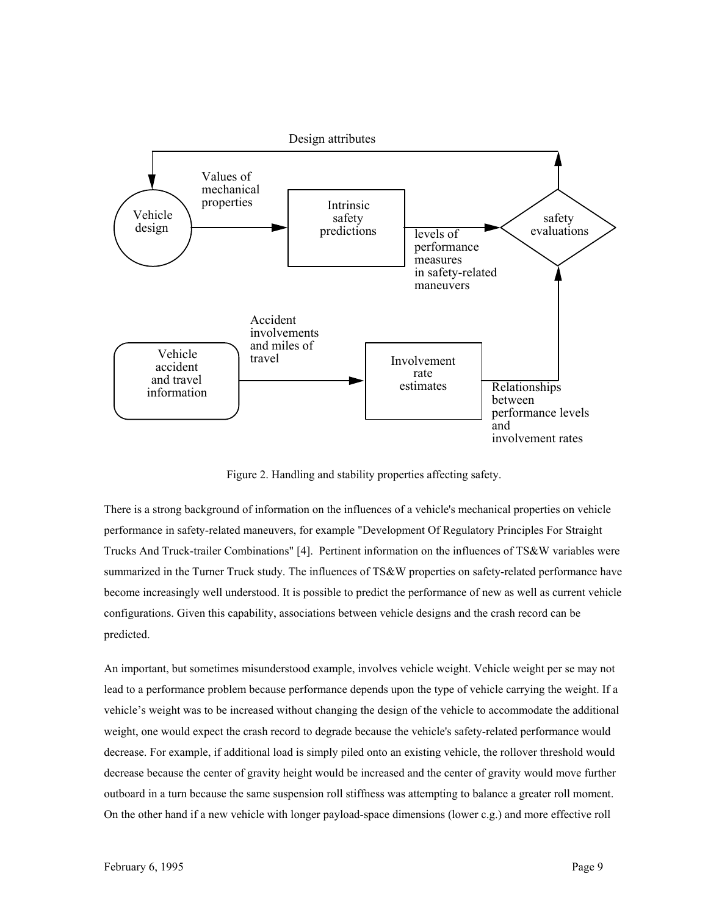Design attributes

Values of mechanical properties

Vehicle design

Intrinsic safety predictions

levels of performance measures in safety-related maneuvers

safety evaluations

Accident involvements and miles of travel

Vehicle accident and travel information

Involvement rate estimates

Relationships between performance levels and involvement rates

Figure 2. Handling and stability properties affecting safety.

There is a strong background of information on the influences of a vehicle's mechanical properties on vehicle performance in safety-related maneuvers, for example "Development Of Regulatory Principles For Straight Trucks And Truck-trailer Combinations" [4]. Pertinent information on the influences of TS&W variables were summarized in the Turner Truck study. The influences of TS&W properties on safety-related performance have become increasingly well understood. It is possible to predict the performance of new as well as current vehicle configurations. Given this capability, associations between vehicle designs and the crash record can be predicted.

An important, but sometimes misunderstood example, involves vehicle weight. Vehicle weight per se may not lead to a performance problem because performance depends upon the type of vehicle carrying the weight. If a vehicle’s weight was to be increased without changing the design of the vehicle to accommodate the additional weight, one would expect the crash record to degrade because the vehicle's safety-related performance would decrease. For example, if additional load is simply piled onto an existing vehicle, the rollover threshold would decrease because the center of gravity height would be increased and the center of gravity would move further outboard in a turn because the same suspension roll stiffness was attempting to balance a greater roll moment. On the other hand if a new vehicle with longer payload-space dimensions (lower c.g.) and more effective roll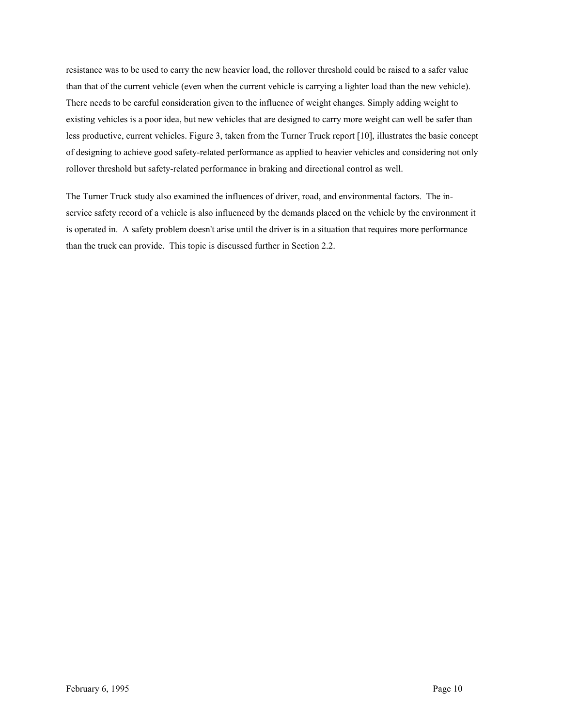resistance was to be used to carry the new heavier load, the rollover threshold could be raised to a safer value than that of the current vehicle (even when the current vehicle is carrying a lighter load than the new vehicle). There needs to be careful consideration given to the influence of weight changes. Simply adding weight to existing vehicles is a poor idea, but new vehicles that are designed to carry more weight can well be safer than less productive, current vehicles. Figure 3, taken from the Turner Truck report [10], illustrates the basic concept of designing to achieve good safety-related performance as applied to heavier vehicles and considering not only rollover threshold but safety-related performance in braking and directional control as well.

The Turner Truck study also examined the influences of driver, road, and environmental factors. The in-service safety record of a vehicle is also influenced by the demands placed on the vehicle by the environment it is operated in. A safety problem doesn't arise until the driver is in a situation that requires more performance than the truck can provide. This topic is discussed further in Section 2.2.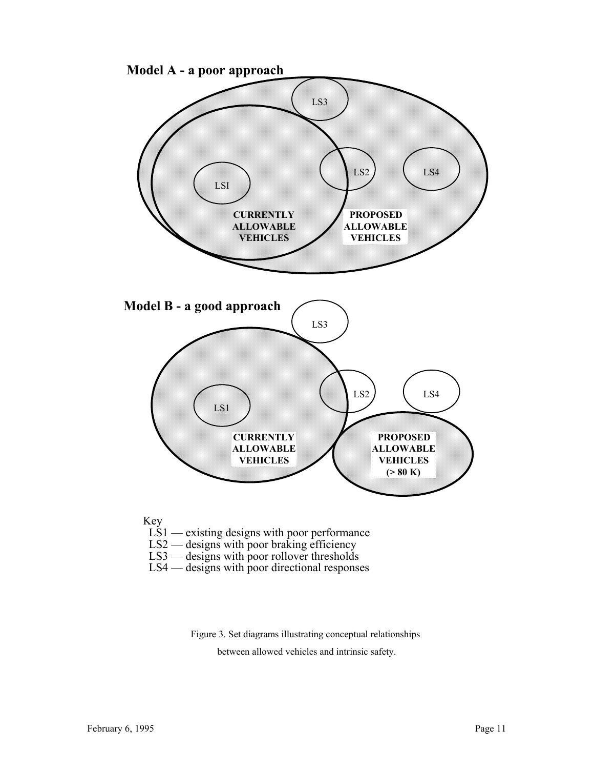**Model A - a poor approach**

LS3

LSI

LS2

LS4

CURRENTLY ALLOWABLE VEHICLES

PROPOSED ALLOWABLE VEHICLES

**Model B - a good approach**

LS3

LS1

LS2

LS4

CURRENTLY ALLOWABLE VEHICLES

PROPOSED ALLOWABLE VEHICLES (> 80 K)

Key
- LS1 — existing designs with poor performance
- LS2 — designs with poor braking efficiency
- LS3 — designs with poor rollover thresholds
- LS4 — designs with poor directional responses

Figure 3. Set diagrams illustrating conceptual relationships between allowed vehicles and intrinsic safety.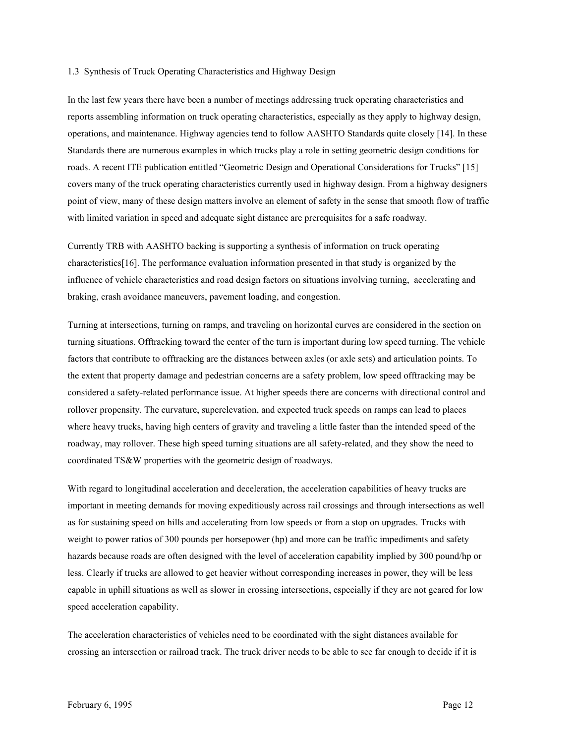## 1.3 Synthesis of Truck Operating Characteristics and Highway Design

In the last few years there have been a number of meetings addressing truck operating characteristics and reports assembling information on truck operating characteristics, especially as they apply to highway design, operations, and maintenance. Highway agencies tend to follow AASHTO Standards quite closely [14]. In these Standards there are numerous examples in which trucks play a role in setting geometric design conditions for roads. A recent ITE publication entitled "Geometric Design and Operational Considerations for Trucks" [15] covers many of the truck operating characteristics currently used in highway design. From a highway designers point of view, many of these design matters involve an element of safety in the sense that smooth flow of traffic with limited variation in speed and adequate sight distance are prerequisites for a safe roadway.

Currently TRB with AASHTO backing is supporting a synthesis of information on truck operating characteristics[16]. The performance evaluation information presented in that study is organized by the influence of vehicle characteristics and road design factors on situations involving turning, accelerating and braking, crash avoidance maneuvers, pavement loading, and congestion.

Turning at intersections, turning on ramps, and traveling on horizontal curves are considered in the section on turning situations. Offtracking toward the center of the turn is important during low speed turning. The vehicle factors that contribute to offtracking are the distances between axles (or axle sets) and articulation points. To the extent that property damage and pedestrian concerns are a safety problem, low speed offtracking may be considered a safety-related performance issue. At higher speeds there are concerns with directional control and rollover propensity. The curvature, superelevation, and expected truck speeds on ramps can lead to places where heavy trucks, having high centers of gravity and traveling a little faster than the intended speed of the roadway, may rollover. These high speed turning situations are all safety-related, and they show the need to coordinated TS&W properties with the geometric design of roadways.

With regard to longitudinal acceleration and deceleration, the acceleration capabilities of heavy trucks are important in meeting demands for moving expeditiously across rail crossings and through intersections as well as for sustaining speed on hills and accelerating from low speeds or from a stop on upgrades. Trucks with weight to power ratios of 300 pounds per horsepower (hp) and more can be traffic impediments and safety hazards because roads are often designed with the level of acceleration capability implied by 300 pound/hp or less. Clearly if trucks are allowed to get heavier without corresponding increases in power, they will be less capable in uphill situations as well as slower in crossing intersections, especially if they are not geared for low speed acceleration capability.

The acceleration characteristics of vehicles need to be coordinated with the sight distances available for crossing an intersection or railroad track. The truck driver needs to be able to see far enough to decide if it is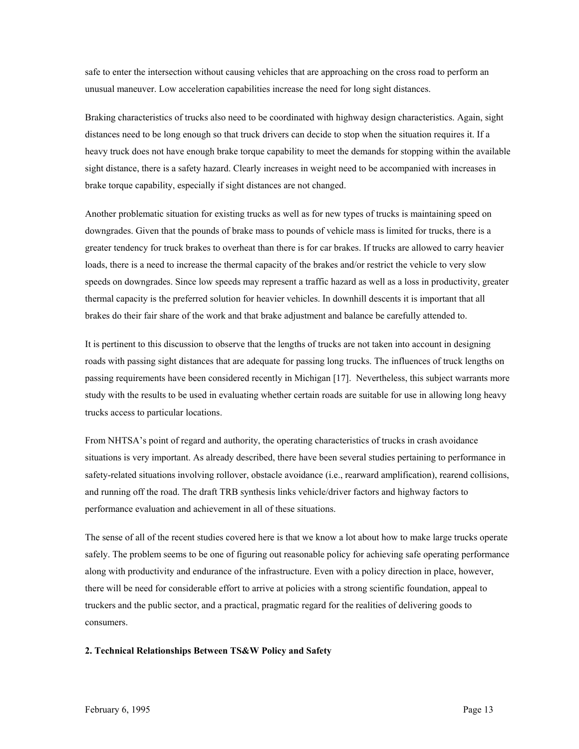safe to enter the intersection without causing vehicles that are approaching on the cross road to perform an unusual maneuver. Low acceleration capabilities increase the need for long sight distances.

Braking characteristics of trucks also need to be coordinated with highway design characteristics. Again, sight distances need to be long enough so that truck drivers can decide to stop when the situation requires it. If a heavy truck does not have enough brake torque capability to meet the demands for stopping within the available sight distance, there is a safety hazard. Clearly increases in weight need to be accompanied with increases in brake torque capability, especially if sight distances are not changed.

Another problematic situation for existing trucks as well as for new types of trucks is maintaining speed on downgrades. Given that the pounds of brake mass to pounds of vehicle mass is limited for trucks, there is a greater tendency for truck brakes to overheat than there is for car brakes. If trucks are allowed to carry heavier loads, there is a need to increase the thermal capacity of the brakes and/or restrict the vehicle to very slow speeds on downgrades. Since low speeds may represent a traffic hazard as well as a loss in productivity, greater thermal capacity is the preferred solution for heavier vehicles. In downhill descents it is important that all brakes do their fair share of the work and that brake adjustment and balance be carefully attended to.

It is pertinent to this discussion to observe that the lengths of trucks are not taken into account in designing roads with passing sight distances that are adequate for passing long trucks. The influences of truck lengths on passing requirements have been considered recently in Michigan [17]. Nevertheless, this subject warrants more study with the results to be used in evaluating whether certain roads are suitable for use in allowing long heavy trucks access to particular locations.

From NHTSA's point of regard and authority, the operating characteristics of trucks in crash avoidance situations is very important. As already described, there have been several studies pertaining to performance in safety-related situations involving rollover, obstacle avoidance (i.e., rearward amplification), rearend collisions, and running off the road. The draft TRB synthesis links vehicle/driver factors and highway factors to performance evaluation and achievement in all of these situations.

The sense of all of the recent studies covered here is that we know a lot about how to make large trucks operate safely. The problem seems to be one of figuring out reasonable policy for achieving safe operating performance along with productivity and endurance of the infrastructure. Even with a policy direction in place, however, there will be need for considerable effort to arrive at policies with a strong scientific foundation, appeal to truckers and the public sector, and a practical, pragmatic regard for the realities of delivering goods to consumers.

## 2. Technical Relationships Between TS&W Policy and Safety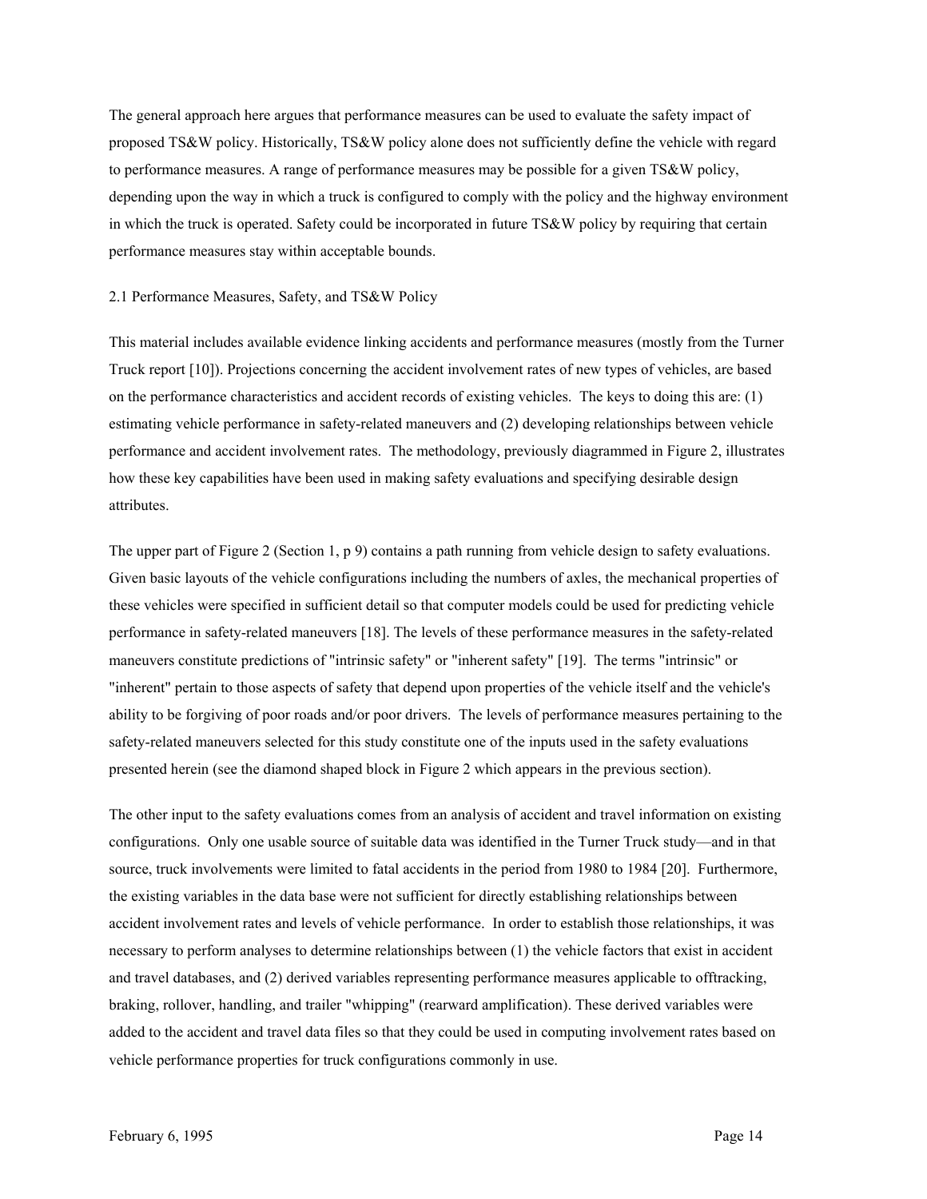The general approach here argues that performance measures can be used to evaluate the safety impact of proposed TS&W policy. Historically, TS&W policy alone does not sufficiently define the vehicle with regard to performance measures. A range of performance measures may be possible for a given TS&W policy, depending upon the way in which a truck is configured to comply with the policy and the highway environment in which the truck is operated. Safety could be incorporated in future TS&W policy by requiring that certain performance measures stay within acceptable bounds.

## 2.1 Performance Measures, Safety, and TS&W Policy

This material includes available evidence linking accidents and performance measures (mostly from the Turner Truck report [10]). Projections concerning the accident involvement rates of new types of vehicles, are based on the performance characteristics and accident records of existing vehicles. The keys to doing this are: (1) estimating vehicle performance in safety-related maneuvers and (2) developing relationships between vehicle performance and accident involvement rates. The methodology, previously diagrammed in Figure 2, illustrates how these key capabilities have been used in making safety evaluations and specifying desirable design attributes.

The upper part of Figure 2 (Section 1, p 9) contains a path running from vehicle design to safety evaluations. Given basic layouts of the vehicle configurations including the numbers of axles, the mechanical properties of these vehicles were specified in sufficient detail so that computer models could be used for predicting vehicle performance in safety-related maneuvers [18]. The levels of these performance measures in the safety-related maneuvers constitute predictions of "intrinsic safety" or "inherent safety" [19]. The terms "intrinsic" or "inherent" pertain to those aspects of safety that depend upon properties of the vehicle itself and the vehicle's ability to be forgiving of poor roads and/or poor drivers. The levels of performance measures pertaining to the safety-related maneuvers selected for this study constitute one of the inputs used in the safety evaluations presented herein (see the diamond shaped block in Figure 2 which appears in the previous section).

The other input to the safety evaluations comes from an analysis of accident and travel information on existing configurations. Only one usable source of suitable data was identified in the Turner Truck study—and in that source, truck involvements were limited to fatal accidents in the period from 1980 to 1984 [20]. Furthermore, the existing variables in the data base were not sufficient for directly establishing relationships between accident involvement rates and levels of vehicle performance. In order to establish those relationships, it was necessary to perform analyses to determine relationships between (1) the vehicle factors that exist in accident and travel databases, and (2) derived variables representing performance measures applicable to offtracking, braking, rollover, handling, and trailer "whipping" (rearward amplification). These derived variables were added to the accident and travel data files so that they could be used in computing involvement rates based on vehicle performance properties for truck configurations commonly in use.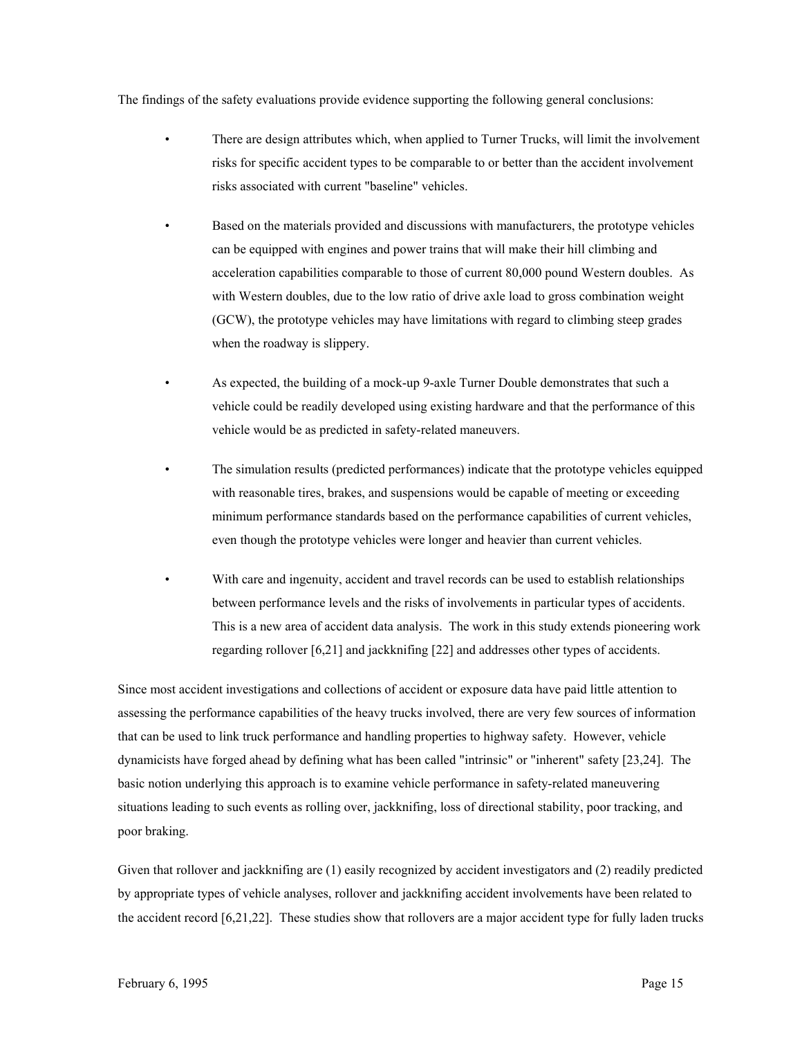The findings of the safety evaluations provide evidence supporting the following general conclusions:

- There are design attributes which, when applied to Turner Trucks, will limit the involvement risks for specific accident types to be comparable to or better than the accident involvement risks associated with current "baseline" vehicles.

- Based on the materials provided and discussions with manufacturers, the prototype vehicles can be equipped with engines and power trains that will make their hill climbing and acceleration capabilities comparable to those of current 80,000 pound Western doubles. As with Western doubles, due to the low ratio of drive axle load to gross combination weight (GCW), the prototype vehicles may have limitations with regard to climbing steep grades when the roadway is slippery.

- As expected, the building of a mock-up 9-axle Turner Double demonstrates that such a vehicle could be readily developed using existing hardware and that the performance of this vehicle would be as predicted in safety-related maneuvers.

- The simulation results (predicted performances) indicate that the prototype vehicles equipped with reasonable tires, brakes, and suspensions would be capable of meeting or exceeding minimum performance standards based on the performance capabilities of current vehicles, even though the prototype vehicles were longer and heavier than current vehicles.

- With care and ingenuity, accident and travel records can be used to establish relationships between performance levels and the risks of involvements in particular types of accidents. This is a new area of accident data analysis. The work in this study extends pioneering work regarding rollover [6,21] and jackknifing [22] and addresses other types of accidents.

Since most accident investigations and collections of accident or exposure data have paid little attention to assessing the performance capabilities of the heavy trucks involved, there are very few sources of information that can be used to link truck performance and handling properties to highway safety. However, vehicle dynamicists have forged ahead by defining what has been called "intrinsic" or "inherent" safety [23,24]. The basic notion underlying this approach is to examine vehicle performance in safety-related maneuvering situations leading to such events as rolling over, jackknifing, loss of directional stability, poor tracking, and poor braking.

Given that rollover and jackknifing are (1) easily recognized by accident investigators and (2) readily predicted by appropriate types of vehicle analyses, rollover and jackknifing accident involvements have been related to the accident record [6,21,22]. These studies show that rollovers are a major accident type for fully laden trucks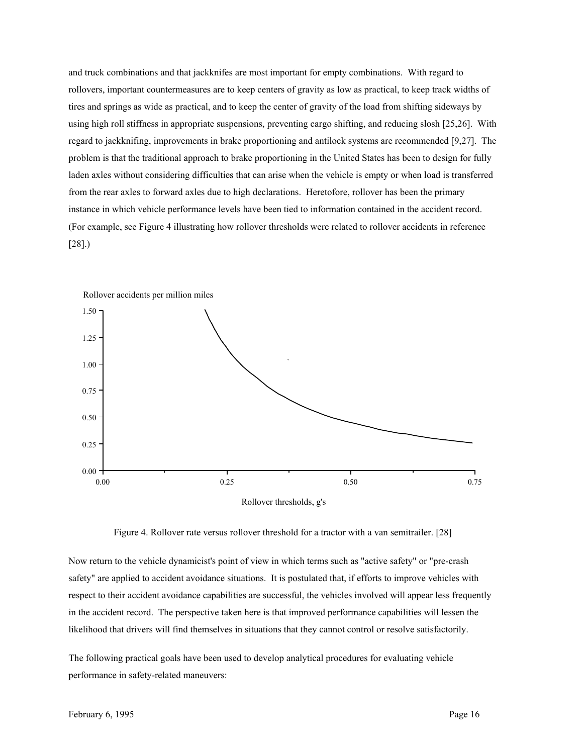and truck combinations and that jackknifes are most important for empty combinations. With regard to rollovers, important countermeasures are to keep centers of gravity as low as practical, to keep track widths of tires and springs as wide as practical, and to keep the center of gravity of the load from shifting sideways by using high roll stiffness in appropriate suspensions, preventing cargo shifting, and reducing slosh [25,26]. With regard to jackknifing, improvements in brake proportioning and antilock systems are recommended [9,27]. The problem is that the traditional approach to brake proportioning in the United States has been to design for fully laden axles without considering difficulties that can arise when the vehicle is empty or when load is transferred from the rear axles to forward axles due to high declarations. Heretofore, rollover has been the primary instance in which vehicle performance levels have been tied to information contained in the accident record. (For example, see Figure 4 illustrating how rollover thresholds were related to rollover accidents in reference [28].)

Figure 4. Rollover rate versus rollover threshold for a tractor with a van semitrailer. [28]

Now return to the vehicle dynamicist's point of view in which terms such as "active safety" or "pre-crash safety" are applied to accident avoidance situations. It is postulated that, if efforts to improve vehicles with respect to their accident avoidance capabilities are successful, the vehicles involved will appear less frequently in the accident record. The perspective taken here is that improved performance capabilities will lessen the likelihood that drivers will find themselves in situations that they cannot control or resolve satisfactorily.

The following practical goals have been used to develop analytical procedures for evaluating vehicle performance in safety-related maneuvers: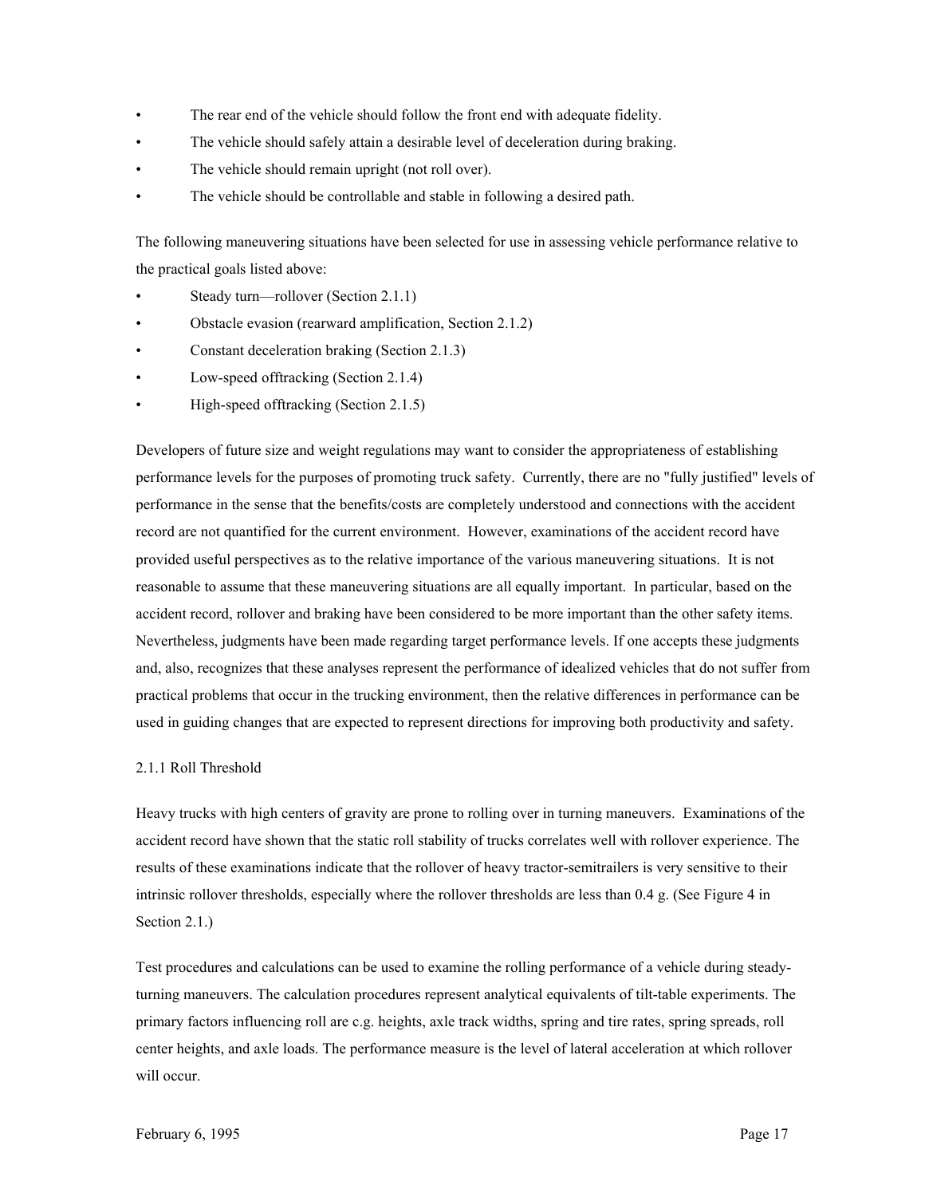- The rear end of the vehicle should follow the front end with adequate fidelity.
- The vehicle should safely attain a desirable level of deceleration during braking.
- The vehicle should remain upright (not roll over).
- The vehicle should be controllable and stable in following a desired path.

The following maneuvering situations have been selected for use in assessing vehicle performance relative to the practical goals listed above:

- Steady turn—rollover (Section 2.1.1)
- Obstacle evasion (rearward amplification, Section 2.1.2)
- Constant deceleration braking (Section 2.1.3)
- Low-speed offtracking (Section 2.1.4)
- High-speed offtracking (Section 2.1.5)

Developers of future size and weight regulations may want to consider the appropriateness of establishing performance levels for the purposes of promoting truck safety. Currently, there are no "fully justified" levels of performance in the sense that the benefits/costs are completely understood and connections with the accident record are not quantified for the current environment. However, examinations of the accident record have provided useful perspectives as to the relative importance of the various maneuvering situations. It is not reasonable to assume that these maneuvering situations are all equally important. In particular, based on the accident record, rollover and braking have been considered to be more important than the other safety items. Nevertheless, judgments have been made regarding target performance levels. If one accepts these judgments and, also, recognizes that these analyses represent the performance of idealized vehicles that do not suffer from practical problems that occur in the trucking environment, then the relative differences in performance can be used in guiding changes that are expected to represent directions for improving both productivity and safety.

### 2.1.1 Roll Threshold

Heavy trucks with high centers of gravity are prone to rolling over in turning maneuvers. Examinations of the accident record have shown that the static roll stability of trucks correlates well with rollover experience. The results of these examinations indicate that the rollover of heavy tractor-semitrailers is very sensitive to their intrinsic rollover thresholds, especially where the rollover thresholds are less than 0.4 g. (See Figure 4 in Section 2.1.)

Test procedures and calculations can be used to examine the rolling performance of a vehicle during steady-turning maneuvers. The calculation procedures represent analytical equivalents of tilt-table experiments. The primary factors influencing roll are c.g. heights, axle track widths, spring and tire rates, spring spreads, roll center heights, and axle loads. The performance measure is the level of lateral acceleration at which rollover will occur.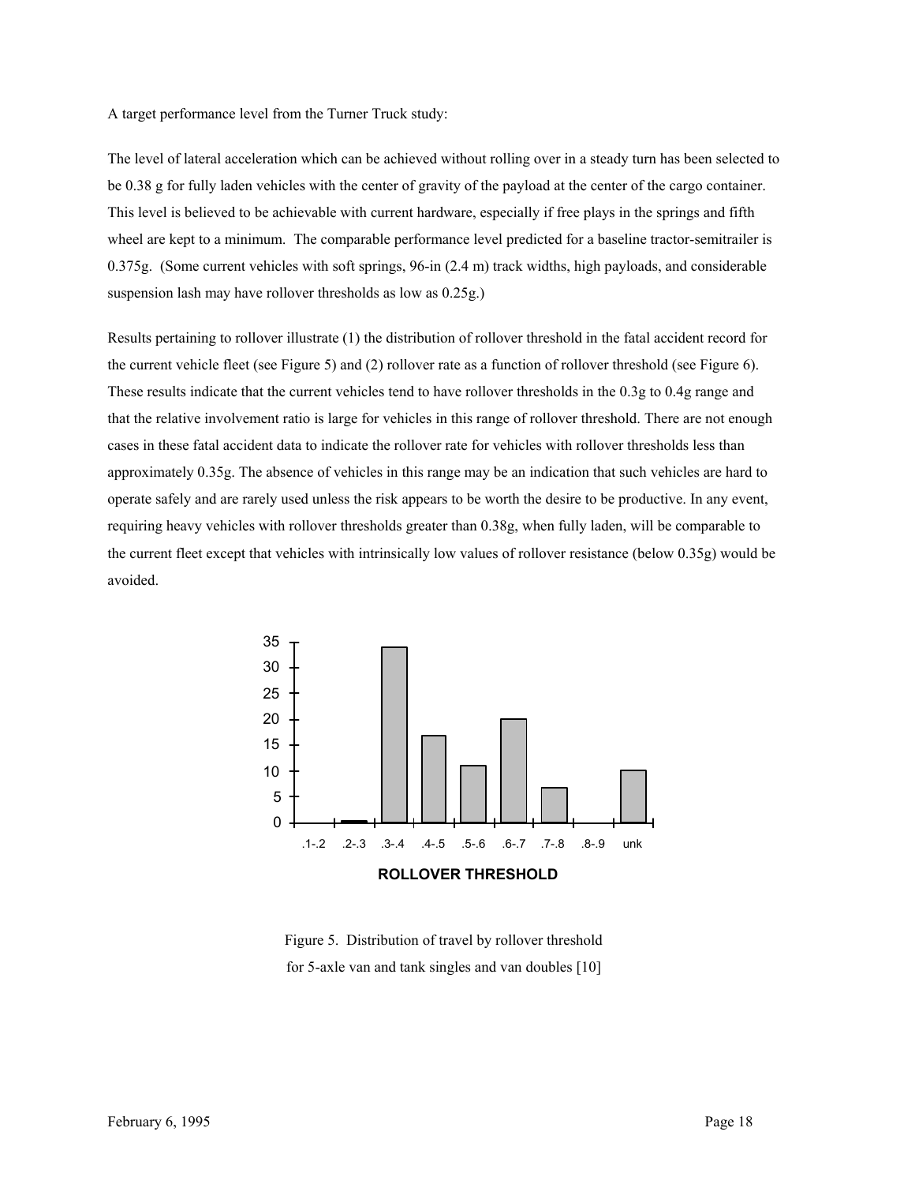A target performance level from the Turner Truck study:

The level of lateral acceleration which can be achieved without rolling over in a steady turn has been selected to be 0.38 g for fully laden vehicles with the center of gravity of the payload at the center of the cargo container. This level is believed to be achievable with current hardware, especially if free plays in the springs and fifth wheel are kept to a minimum. The comparable performance level predicted for a baseline tractor-semitrailer is 0.375g. (Some current vehicles with soft springs, 96-in (2.4 m) track widths, high payloads, and considerable suspension lash may have rollover thresholds as low as 0.25g.)

Results pertaining to rollover illustrate (1) the distribution of rollover threshold in the fatal accident record for the current vehicle fleet (see Figure 5) and (2) rollover rate as a function of rollover threshold (see Figure 6). These results indicate that the current vehicles tend to have rollover thresholds in the 0.3g to 0.4g range and that the relative involvement ratio is large for vehicles in this range of rollover threshold. There are not enough cases in these fatal accident data to indicate the rollover rate for vehicles with rollover thresholds less than approximately 0.35g. The absence of vehicles in this range may be an indication that such vehicles are hard to operate safely and are rarely used unless the risk appears to be worth the desire to be productive. In any event, requiring heavy vehicles with rollover thresholds greater than 0.38g, when fully laden, will be comparable to the current fleet except that vehicles with intrinsically low values of rollover resistance (below 0.35g) would be avoided.

Figure 5. Distribution of travel by rollover threshold for 5-axle van and tank singles and van doubles [10]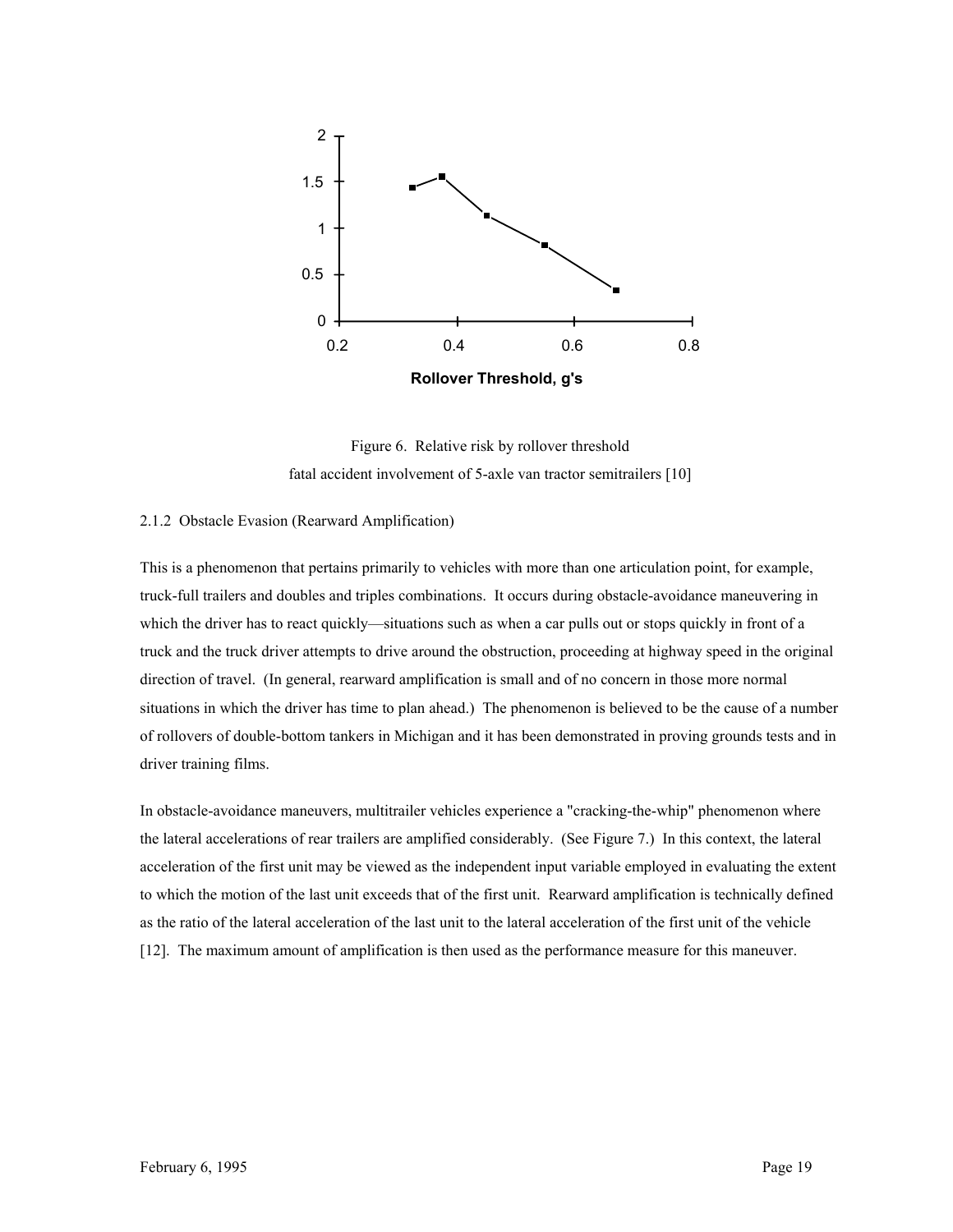Figure 6. Relative risk by rollover threshold
fatal accident involvement of 5-axle van tractor semitrailers [10]

### 2.1.2 Obstacle Evasion (Rearward Amplification)

This is a phenomenon that pertains primarily to vehicles with more than one articulation point, for example, truck-full trailers and doubles and triples combinations. It occurs during obstacle-avoidance maneuvering in which the driver has to react quickly—situations such as when a car pulls out or stops quickly in front of a truck and the truck driver attempts to drive around the obstruction, proceeding at highway speed in the original direction of travel. (In general, rearward amplification is small and of no concern in those more normal situations in which the driver has time to plan ahead.) The phenomenon is believed to be the cause of a number of rollovers of double-bottom tankers in Michigan and it has been demonstrated in proving grounds tests and in driver training films.

In obstacle-avoidance maneuvers, multitrailer vehicles experience a "cracking-the-whip" phenomenon where the lateral accelerations of rear trailers are amplified considerably. (See Figure 7.) In this context, the lateral acceleration of the first unit may be viewed as the independent input variable employed in evaluating the extent to which the motion of the last unit exceeds that of the first unit. Rearward amplification is technically defined as the ratio of the lateral acceleration of the last unit to the lateral acceleration of the first unit of the vehicle [12]. The maximum amount of amplification is then used as the performance measure for this maneuver.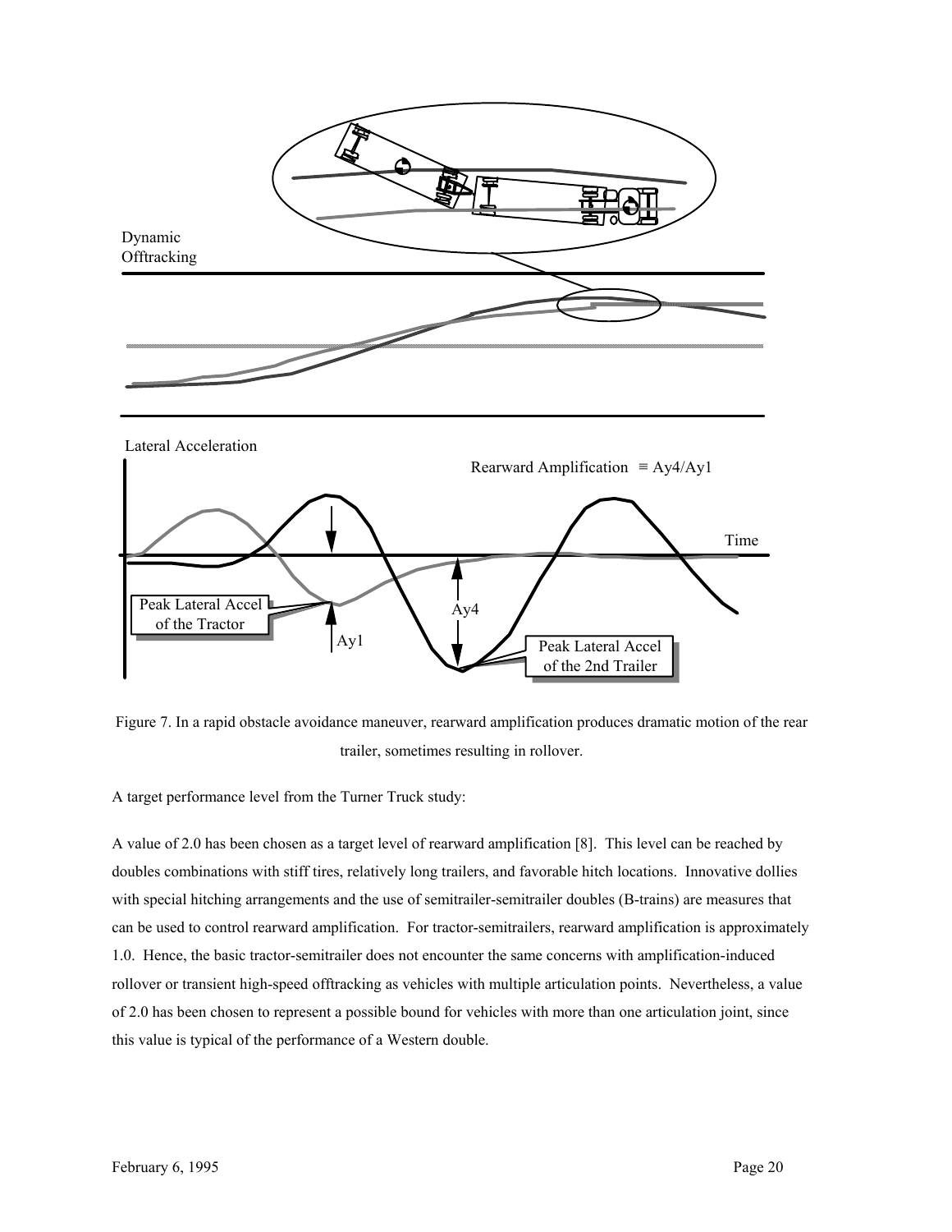Figure 7. In a rapid obstacle avoidance maneuver, rearward amplification produces dramatic motion of the rear trailer, sometimes resulting in rollover.

A target performance level from the Turner Truck study:

A value of 2.0 has been chosen as a target level of rearward amplification [8]. This level can be reached by doubles combinations with stiff tires, relatively long trailers, and favorable hitch locations. Innovative dollies with special hitching arrangements and the use of semitrailer-semitrailer doubles (B-trains) are measures that can be used to control rearward amplification. For tractor-semitrailers, rearward amplification is approximately 1.0. Hence, the basic tractor-semitrailer does not encounter the same concerns with amplification-induced rollover or transient high-speed offtracking as vehicles with multiple articulation points. Nevertheless, a value of 2.0 has been chosen to represent a possible bound for vehicles with more than one articulation joint, since this value is typical of the performance of a Western double.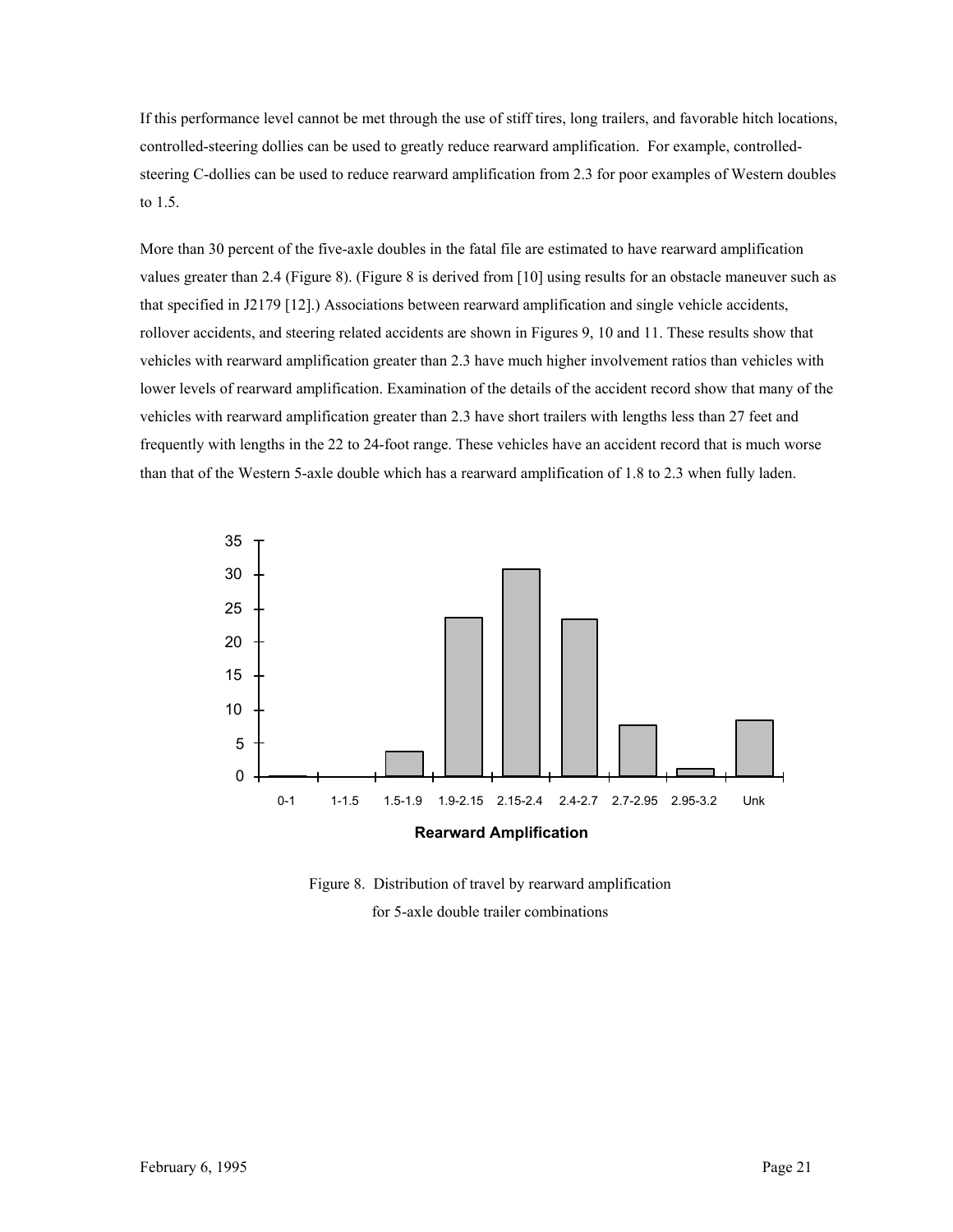If this performance level cannot be met through the use of stiff tires, long trailers, and favorable hitch locations, controlled-steering dollies can be used to greatly reduce rearward amplification. For example, controlled-steering C-dollies can be used to reduce rearward amplification from 2.3 for poor examples of Western doubles to 1.5.

More than 30 percent of the five-axle doubles in the fatal file are estimated to have rearward amplification values greater than 2.4 (Figure 8). (Figure 8 is derived from [10] using results for an obstacle maneuver such as that specified in J2179 [12].) Associations between rearward amplification and single vehicle accidents, rollover accidents, and steering related accidents are shown in Figures 9, 10 and 11. These results show that vehicles with rearward amplification greater than 2.3 have much higher involvement ratios than vehicles with lower levels of rearward amplification. Examination of the details of the accident record show that many of the vehicles with rearward amplification greater than 2.3 have short trailers with lengths less than 27 feet and frequently with lengths in the 22 to 24-foot range. These vehicles have an accident record that is much worse than that of the Western 5-axle double which has a rearward amplification of 1.8 to 2.3 when fully laden.

Figure 8. Distribution of travel by rearward amplification for 5-axle double trailer combinations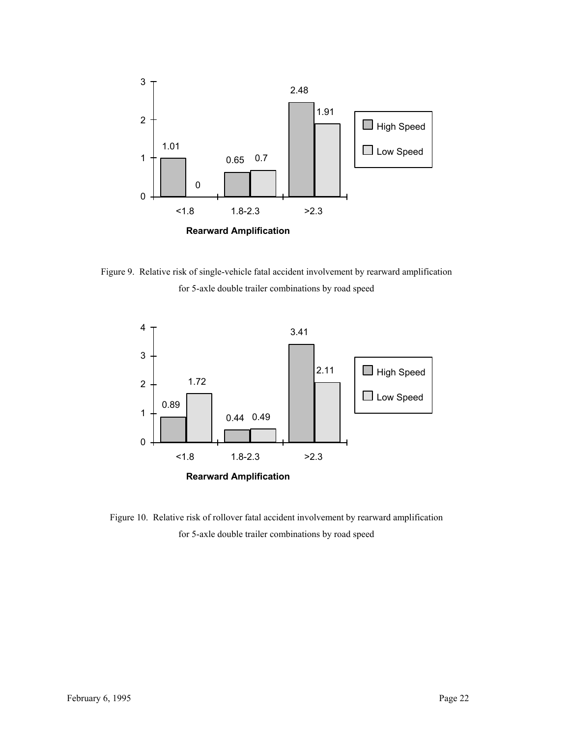| Rearward Amplification | High Speed | Low Speed |
|---|---|---|
| <1.8 | 1.01 | 0 |
| 1.8-2.3 | 0.65 | 0.7 |
| >2.3 | 2.48 | 1.91 |

Figure 9. Relative risk of single-vehicle fatal accident involvement by rearward amplification for 5-axle double trailer combinations by road speed

| Rearward Amplification | High Speed | Low Speed |
|---|---|---|
| <1.8 | 0.89 | 1.72 |
| 1.8-2.3 | 0.44 | 0.49 |
| >2.3 | 3.41 | 2.11 |

Figure 10. Relative risk of rollover fatal accident involvement by rearward amplification for 5-axle double trailer combinations by road speed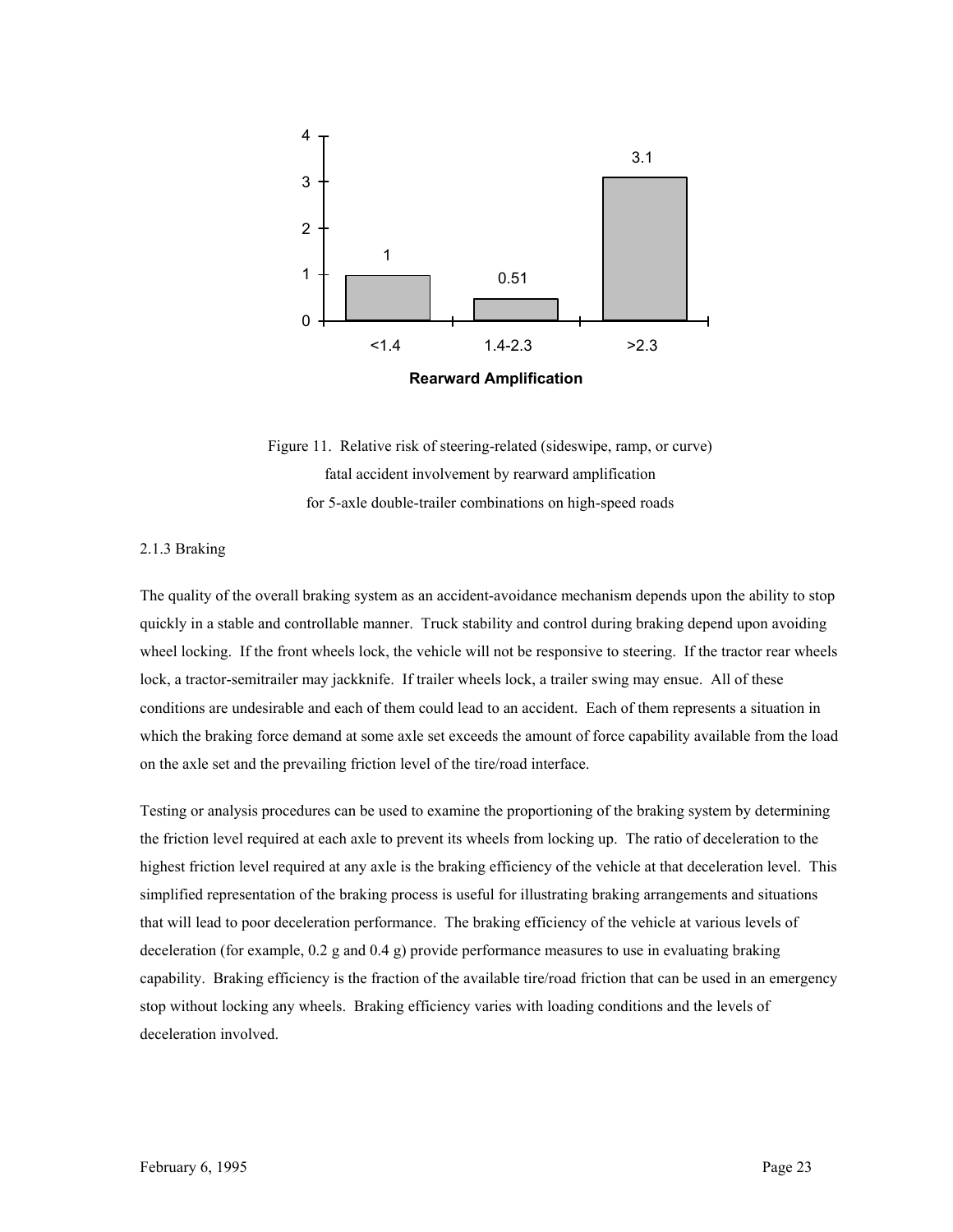| Rearward Amplification | <1.4 | 1.4-2.3 | >2.3 |
| --- | --- | --- | --- |
| Relative risk | 1 | 0.51 | 3.1 |

Figure 11. Relative risk of steering-related (sideswipe, ramp, or curve) fatal accident involvement by rearward amplification for 5-axle double-trailer combinations on high-speed roads

### 2.1.3 Braking

The quality of the overall braking system as an accident-avoidance mechanism depends upon the ability to stop quickly in a stable and controllable manner. Truck stability and control during braking depend upon avoiding wheel locking. If the front wheels lock, the vehicle will not be responsive to steering. If the tractor rear wheels lock, a tractor-semitrailer may jackknife. If trailer wheels lock, a trailer swing may ensue. All of these conditions are undesirable and each of them could lead to an accident. Each of them represents a situation in which the braking force demand at some axle set exceeds the amount of force capability available from the load on the axle set and the prevailing friction level of the tire/road interface.

Testing or analysis procedures can be used to examine the proportioning of the braking system by determining the friction level required at each axle to prevent its wheels from locking up. The ratio of deceleration to the highest friction level required at any axle is the braking efficiency of the vehicle at that deceleration level. This simplified representation of the braking process is useful for illustrating braking arrangements and situations that will lead to poor deceleration performance. The braking efficiency of the vehicle at various levels of deceleration (for example, 0.2 g and 0.4 g) provide performance measures to use in evaluating braking capability. Braking efficiency is the fraction of the available tire/road friction that can be used in an emergency stop without locking any wheels. Braking efficiency varies with loading conditions and the levels of deceleration involved.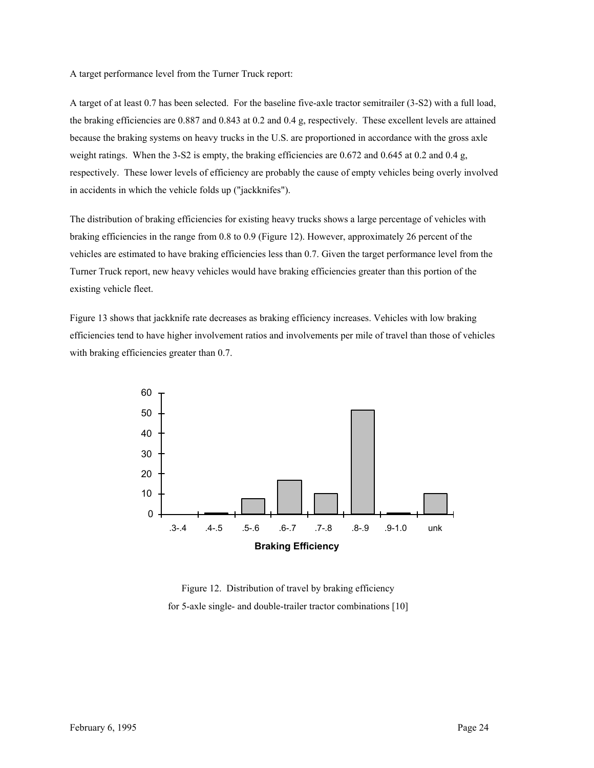A target performance level from the Turner Truck report:

A target of at least 0.7 has been selected. For the baseline five-axle tractor semitrailer (3-S2) with a full load, the braking efficiencies are 0.887 and 0.843 at 0.2 and 0.4 g, respectively. These excellent levels are attained because the braking systems on heavy trucks in the U.S. are proportioned in accordance with the gross axle weight ratings. When the 3-S2 is empty, the braking efficiencies are 0.672 and 0.645 at 0.2 and 0.4 g, respectively. These lower levels of efficiency are probably the cause of empty vehicles being overly involved in accidents in which the vehicle folds up ("jackknifes").

The distribution of braking efficiencies for existing heavy trucks shows a large percentage of vehicles with braking efficiencies in the range from 0.8 to 0.9 (Figure 12). However, approximately 26 percent of the vehicles are estimated to have braking efficiencies less than 0.7. Given the target performance level from the Turner Truck report, new heavy vehicles would have braking efficiencies greater than this portion of the existing vehicle fleet.

Figure 13 shows that jackknife rate decreases as braking efficiency increases. Vehicles with low braking efficiencies tend to have higher involvement ratios and involvements per mile of travel than those of vehicles with braking efficiencies greater than 0.7.

Figure 12. Distribution of travel by braking efficiency for 5-axle single- and double-trailer tractor combinations [10]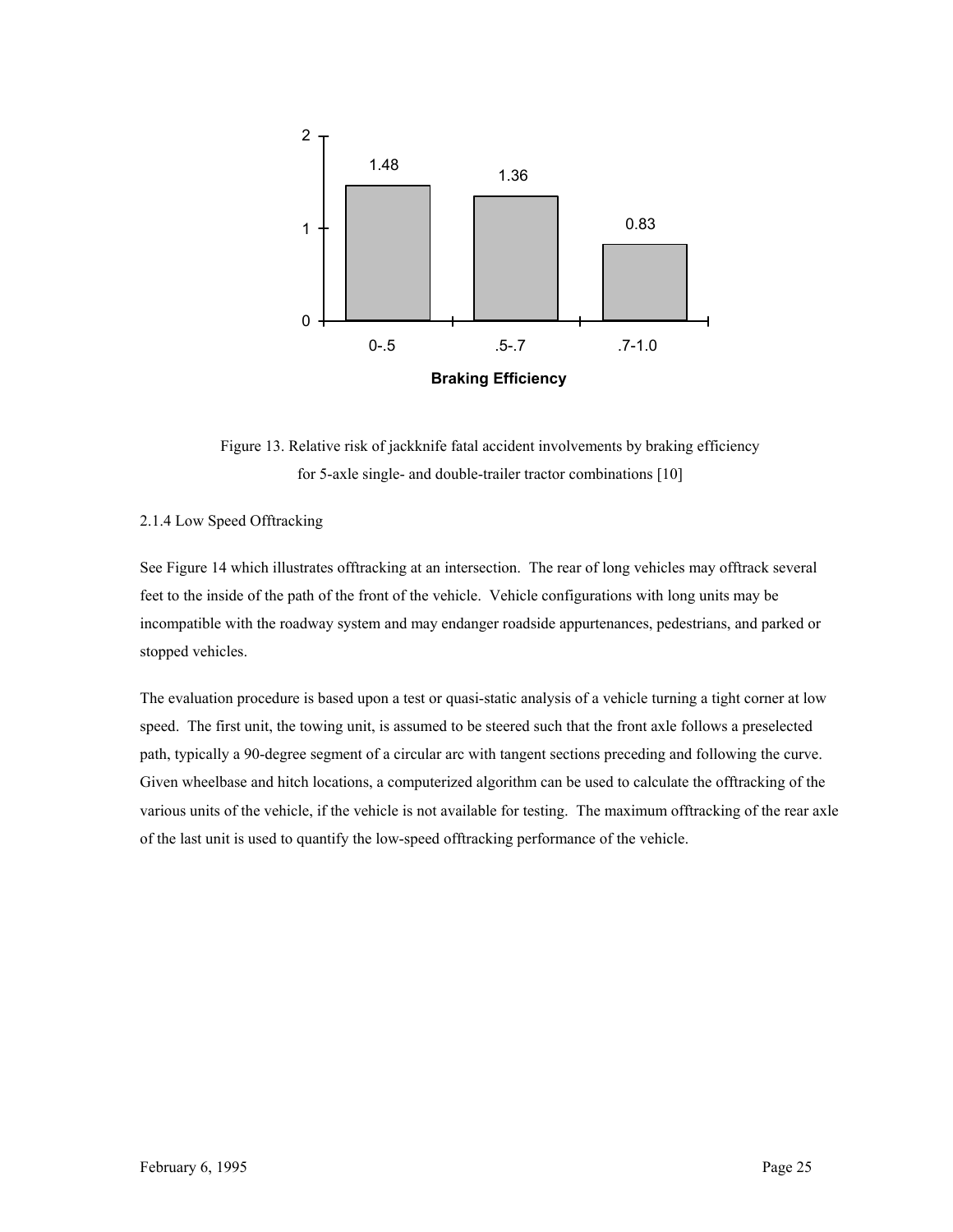Figure 13. Relative risk of jackknife fatal accident involvements by braking efficiency for 5-axle single- and double-trailer tractor combinations [10]

### 2.1.4 Low Speed Offtracking

See Figure 14 which illustrates offtracking at an intersection. The rear of long vehicles may offtrack several feet to the inside of the path of the front of the vehicle. Vehicle configurations with long units may be incompatible with the roadway system and may endanger roadside appurtenances, pedestrians, and parked or stopped vehicles.

The evaluation procedure is based upon a test or quasi-static analysis of a vehicle turning a tight corner at low speed. The first unit, the towing unit, is assumed to be steered such that the front axle follows a preselected path, typically a 90-degree segment of a circular arc with tangent sections preceding and following the curve. Given wheelbase and hitch locations, a computerized algorithm can be used to calculate the offtracking of the various units of the vehicle, if the vehicle is not available for testing. The maximum offtracking of the rear axle of the last unit is used to quantify the low-speed offtracking performance of the vehicle.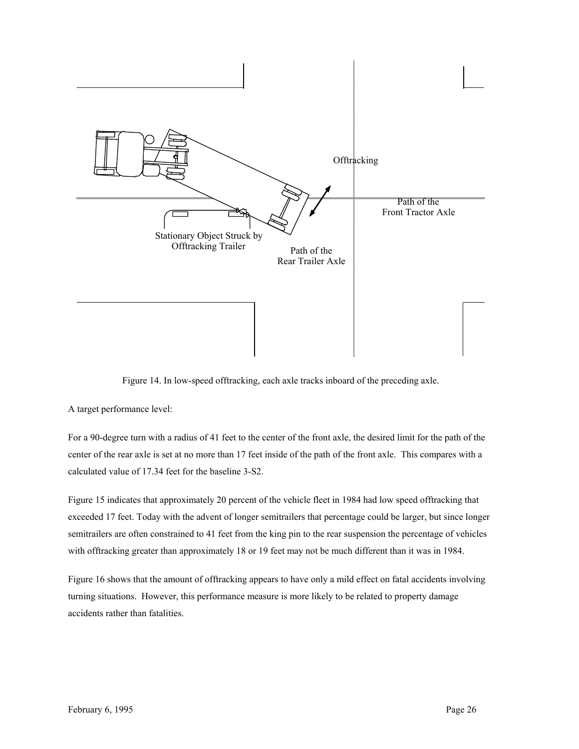Offtracking

Path of the Front Tractor Axle

Stationary Object Struck by Offtracking Trailer

Path of the Rear Trailer Axle

Figure 14. In low-speed offtracking, each axle tracks inboard of the preceding axle.

A target performance level:

For a 90-degree turn with a radius of 41 feet to the center of the front axle, the desired limit for the path of the center of the rear axle is set at no more than 17 feet inside of the path of the front axle. This compares with a calculated value of 17.34 feet for the baseline 3-S2.

Figure 15 indicates that approximately 20 percent of the vehicle fleet in 1984 had low speed offtracking that exceeded 17 feet. Today with the advent of longer semitrailers that percentage could be larger, but since longer semitrailers are often constrained to 41 feet from the king pin to the rear suspension the percentage of vehicles with offtracking greater than approximately 18 or 19 feet may not be much different than it was in 1984.

Figure 16 shows that the amount of offtracking appears to have only a mild effect on fatal accidents involving turning situations. However, this performance measure is more likely to be related to property damage accidents rather than fatalities.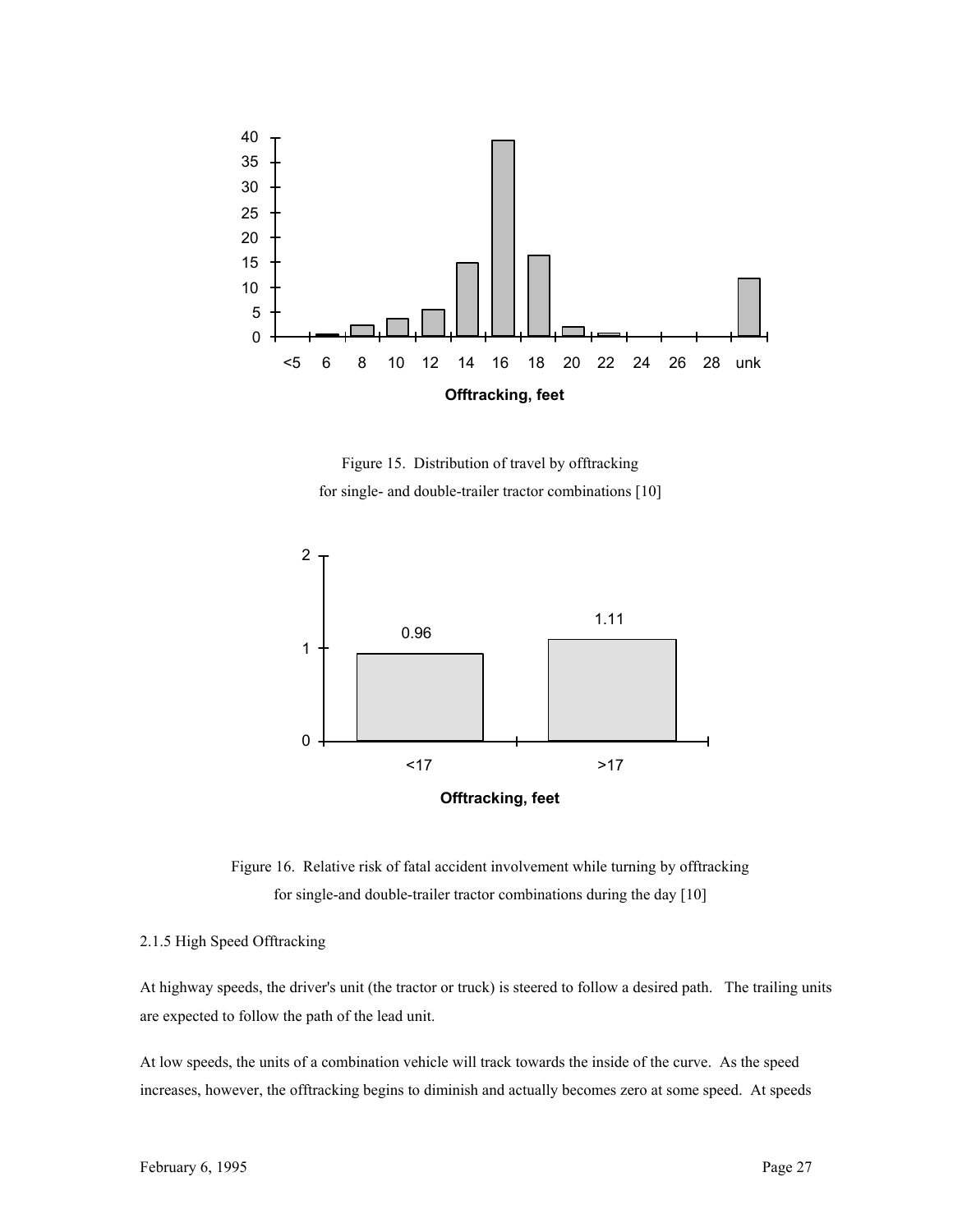Figure 15. Distribution of travel by offtracking for single- and double-trailer tractor combinations [10]

Figure 16. Relative risk of fatal accident involvement while turning by offtracking for single-and double-trailer tractor combinations during the day [10]

2.1.5 High Speed Offtracking

At highway speeds, the driver's unit (the tractor or truck) is steered to follow a desired path. The trailing units are expected to follow the path of the lead unit.

At low speeds, the units of a combination vehicle will track towards the inside of the curve. As the speed increases, however, the offtracking begins to diminish and actually becomes zero at some speed. At speeds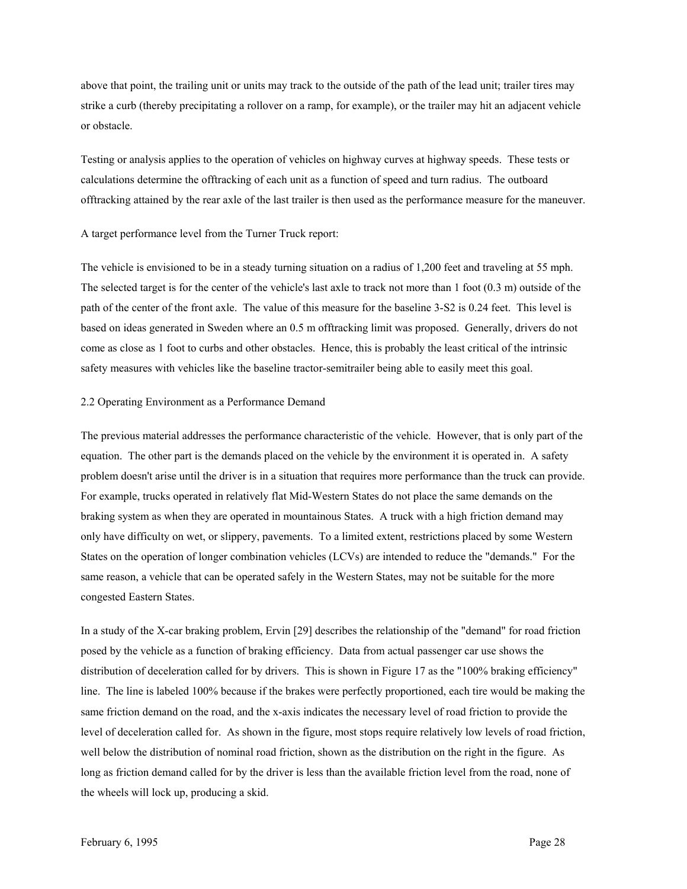above that point, the trailing unit or units may track to the outside of the path of the lead unit; trailer tires may strike a curb (thereby precipitating a rollover on a ramp, for example), or the trailer may hit an adjacent vehicle or obstacle.

Testing or analysis applies to the operation of vehicles on highway curves at highway speeds. These tests or calculations determine the offtracking of each unit as a function of speed and turn radius. The outboard offtracking attained by the rear axle of the last trailer is then used as the performance measure for the maneuver.

A target performance level from the Turner Truck report:

The vehicle is envisioned to be in a steady turning situation on a radius of 1,200 feet and traveling at 55 mph. The selected target is for the center of the vehicle's last axle to track not more than 1 foot (0.3 m) outside of the path of the center of the front axle. The value of this measure for the baseline 3-S2 is 0.24 feet. This level is based on ideas generated in Sweden where an 0.5 m offtracking limit was proposed. Generally, drivers do not come as close as 1 foot to curbs and other obstacles. Hence, this is probably the least critical of the intrinsic safety measures with vehicles like the baseline tractor-semitrailer being able to easily meet this goal.

## 2.2 Operating Environment as a Performance Demand

The previous material addresses the performance characteristic of the vehicle. However, that is only part of the equation. The other part is the demands placed on the vehicle by the environment it is operated in. A safety problem doesn't arise until the driver is in a situation that requires more performance than the truck can provide. For example, trucks operated in relatively flat Mid-Western States do not place the same demands on the braking system as when they are operated in mountainous States. A truck with a high friction demand may only have difficulty on wet, or slippery, pavements. To a limited extent, restrictions placed by some Western States on the operation of longer combination vehicles (LCVs) are intended to reduce the "demands." For the same reason, a vehicle that can be operated safely in the Western States, may not be suitable for the more congested Eastern States.

In a study of the X-car braking problem, Ervin [29] describes the relationship of the "demand" for road friction posed by the vehicle as a function of braking efficiency. Data from actual passenger car use shows the distribution of deceleration called for by drivers. This is shown in Figure 17 as the "100% braking efficiency" line. The line is labeled 100% because if the brakes were perfectly proportioned, each tire would be making the same friction demand on the road, and the x-axis indicates the necessary level of road friction to provide the level of deceleration called for. As shown in the figure, most stops require relatively low levels of road friction, well below the distribution of nominal road friction, shown as the distribution on the right in the figure. As long as friction demand called for by the driver is less than the available friction level from the road, none of the wheels will lock up, producing a skid.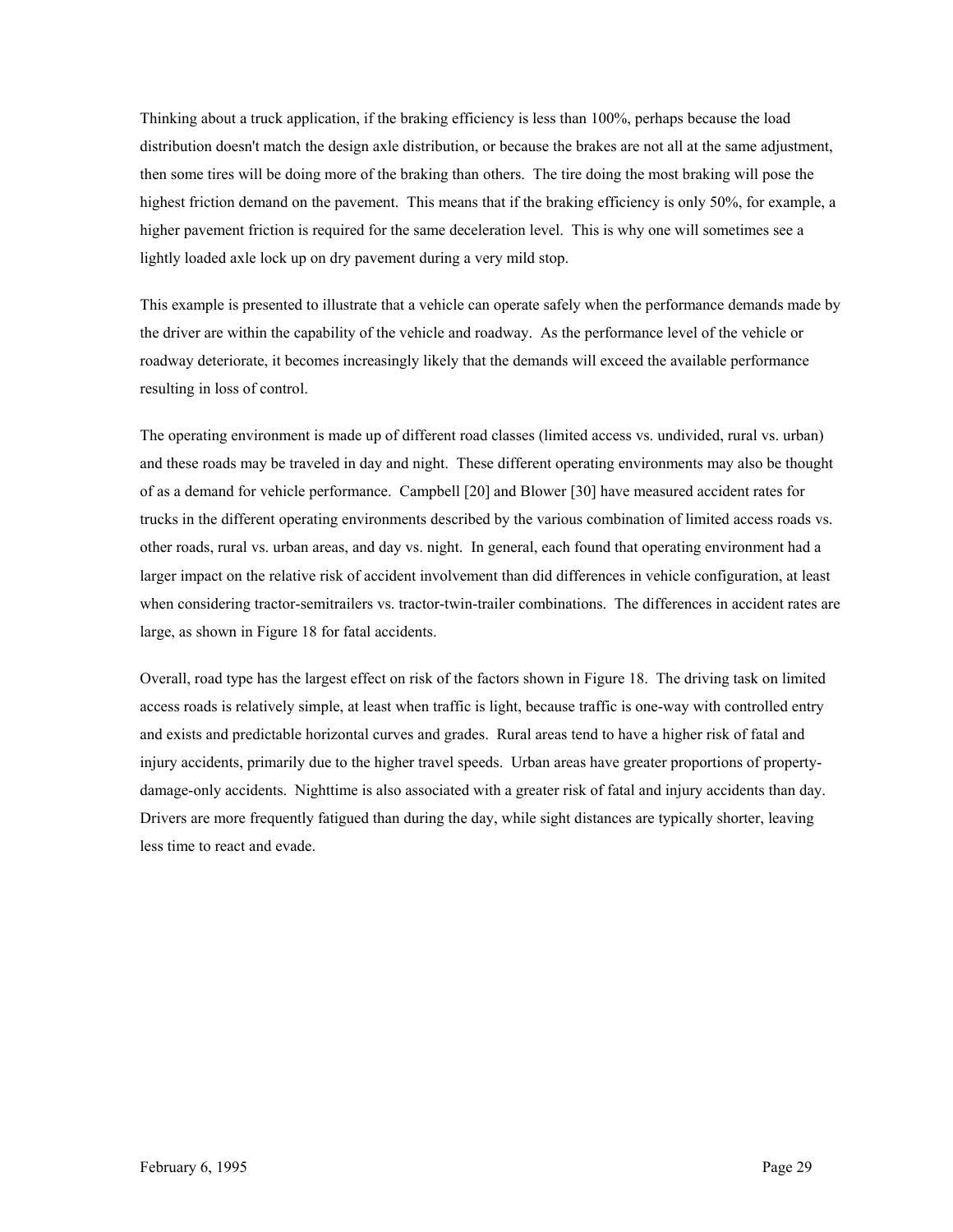Thinking about a truck application, if the braking efficiency is less than 100%, perhaps because the load distribution doesn't match the design axle distribution, or because the brakes are not all at the same adjustment, then some tires will be doing more of the braking than others. The tire doing the most braking will pose the highest friction demand on the pavement. This means that if the braking efficiency is only 50%, for example, a higher pavement friction is required for the same deceleration level. This is why one will sometimes see a lightly loaded axle lock up on dry pavement during a very mild stop.

This example is presented to illustrate that a vehicle can operate safely when the performance demands made by the driver are within the capability of the vehicle and roadway. As the performance level of the vehicle or roadway deteriorate, it becomes increasingly likely that the demands will exceed the available performance resulting in loss of control.

The operating environment is made up of different road classes (limited access vs. undivided, rural vs. urban) and these roads may be traveled in day and night. These different operating environments may also be thought of as a demand for vehicle performance. Campbell [20] and Blower [30] have measured accident rates for trucks in the different operating environments described by the various combination of limited access roads vs. other roads, rural vs. urban areas, and day vs. night. In general, each found that operating environment had a larger impact on the relative risk of accident involvement than did differences in vehicle configuration, at least when considering tractor-semitrailers vs. tractor-twin-trailer combinations. The differences in accident rates are large, as shown in Figure 18 for fatal accidents.

Overall, road type has the largest effect on risk of the factors shown in Figure 18. The driving task on limited access roads is relatively simple, at least when traffic is light, because traffic is one-way with controlled entry and exists and predictable horizontal curves and grades. Rural areas tend to have a higher risk of fatal and injury accidents, primarily due to the higher travel speeds. Urban areas have greater proportions of property-damage-only accidents. Nighttime is also associated with a greater risk of fatal and injury accidents than day. Drivers are more frequently fatigued than during the day, while sight distances are typically shorter, leaving less time to react and evade.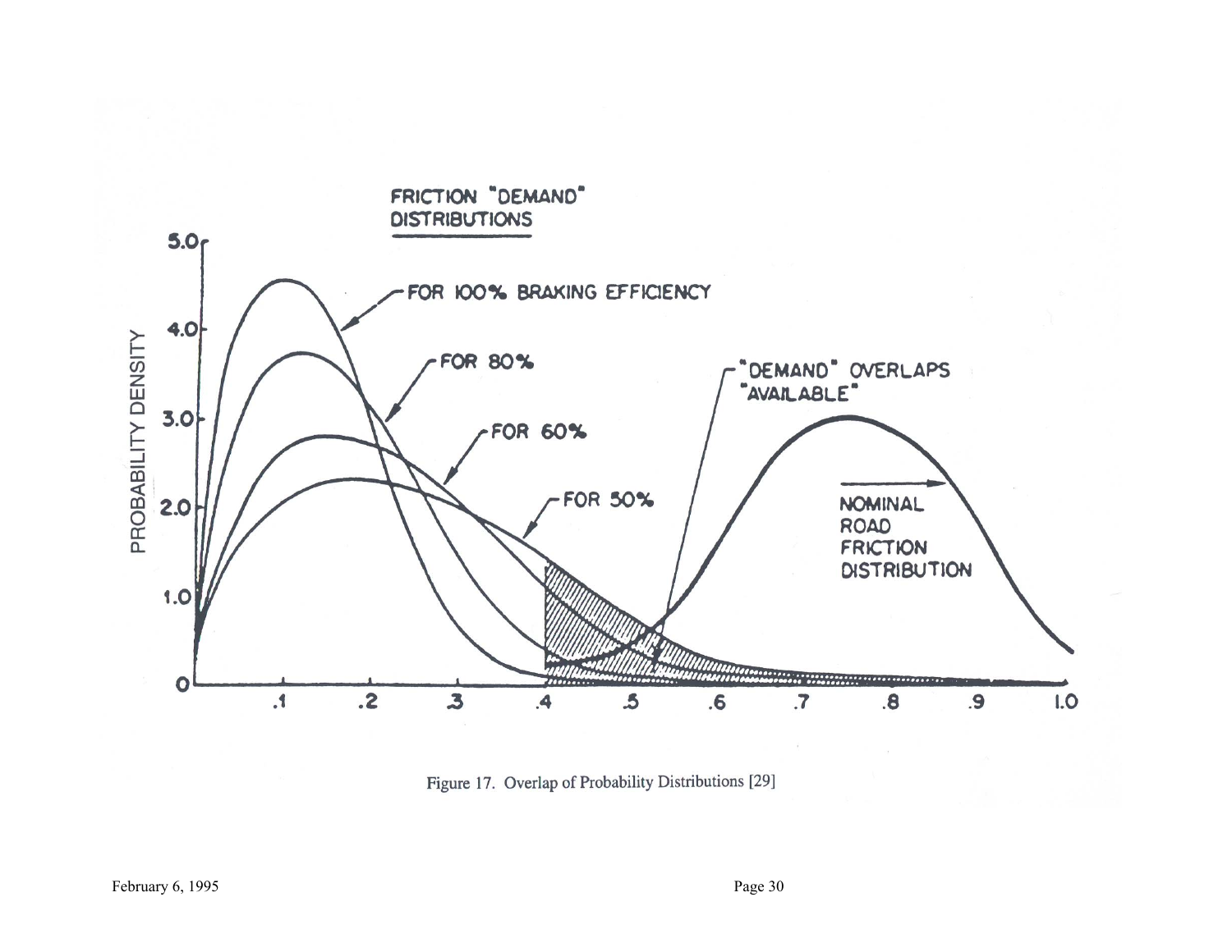Figure 17. Overlap of Probability Distributions [29]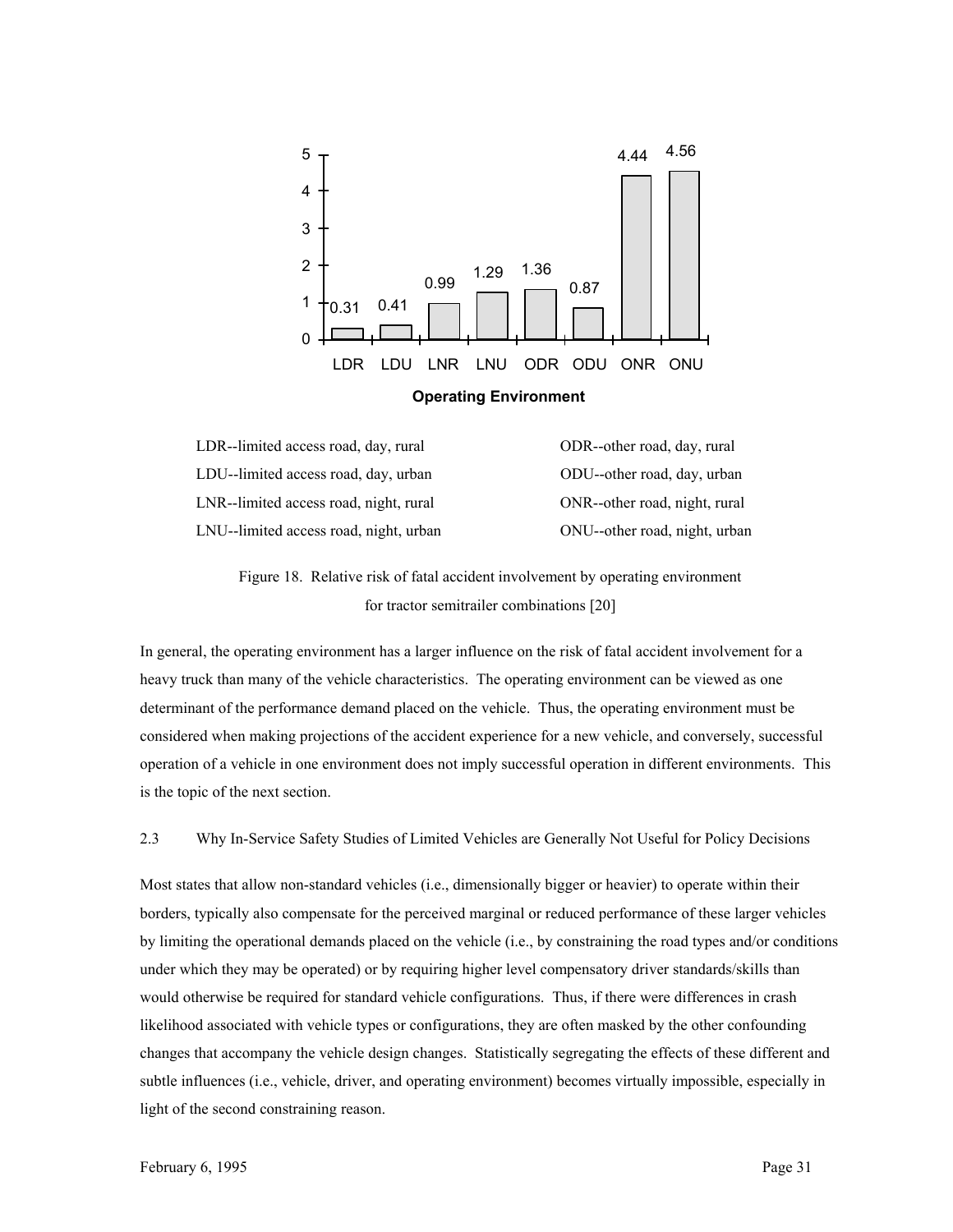| Operating Environment | LDR | LDU | LNR | LNU | ODR | ODU | ONR | ONU |
|---|---|---|---|---|---|---|---|---|
| Relative risk | 0.31 | 0.41 | 0.99 | 1.29 | 1.36 | 0.87 | 4.44 | 4.56 |

LDR--limited access road, day, rural
LDU--limited access road, day, urban
LNR--limited access road, night, rural
LNU--limited access road, night, urban
ODR--other road, day, rural
ODU--other road, day, urban
ONR--other road, night, rural
ONU--other road, night, urban

Figure 18. Relative risk of fatal accident involvement by operating environment for tractor semitrailer combinations [20]

In general, the operating environment has a larger influence on the risk of fatal accident involvement for a heavy truck than many of the vehicle characteristics. The operating environment can be viewed as one determinant of the performance demand placed on the vehicle. Thus, the operating environment must be considered when making projections of the accident experience for a new vehicle, and conversely, successful operation of a vehicle in one environment does not imply successful operation in different environments. This is the topic of the next section.

### 2.3 Why In-Service Safety Studies of Limited Vehicles are Generally Not Useful for Policy Decisions

Most states that allow non-standard vehicles (i.e., dimensionally bigger or heavier) to operate within their borders, typically also compensate for the perceived marginal or reduced performance of these larger vehicles by limiting the operational demands placed on the vehicle (i.e., by constraining the road types and/or conditions under which they may be operated) or by requiring higher level compensatory driver standards/skills than would otherwise be required for standard vehicle configurations. Thus, if there were differences in crash likelihood associated with vehicle types or configurations, they are often masked by the other confounding changes that accompany the vehicle design changes. Statistically segregating the effects of these different and subtle influences (i.e., vehicle, driver, and operating environment) becomes virtually impossible, especially in light of the second constraining reason.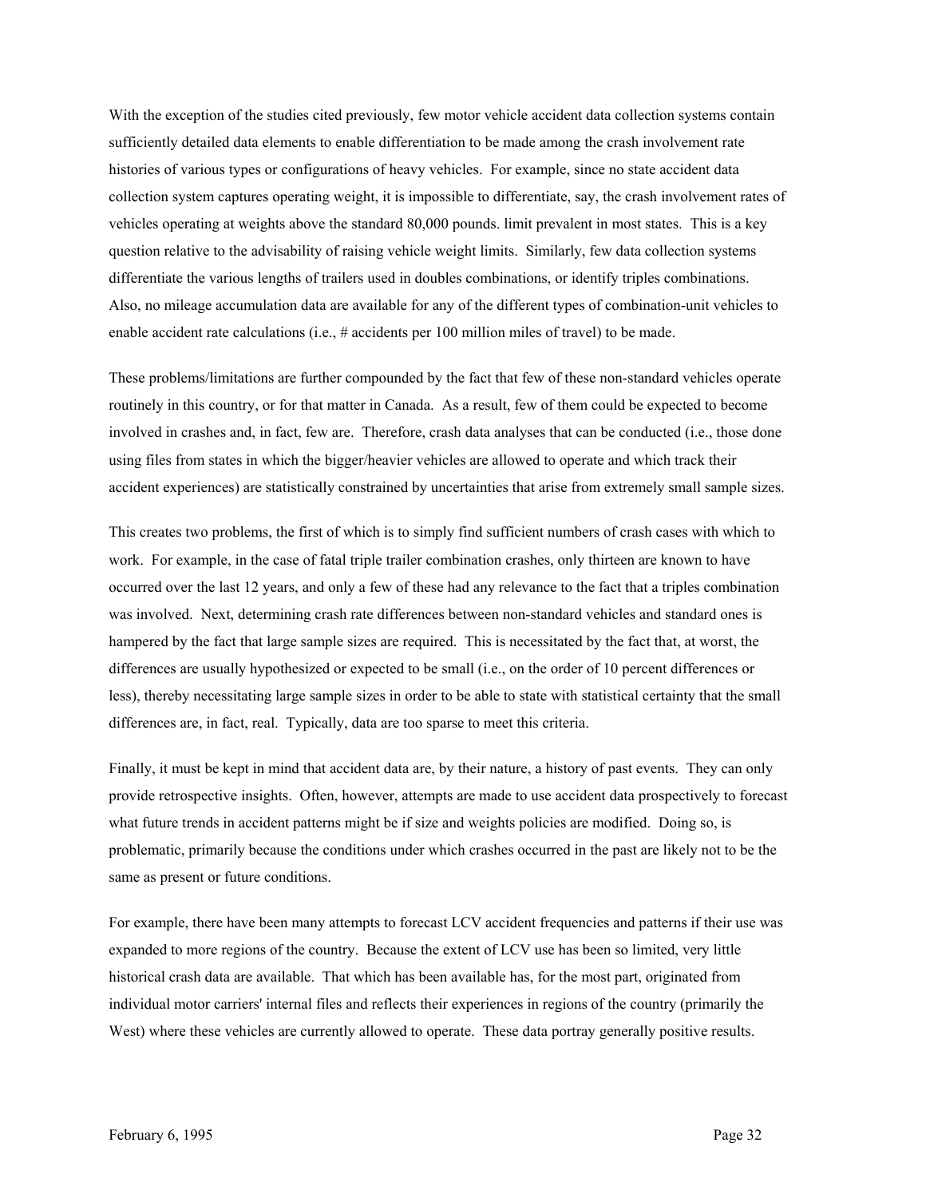With the exception of the studies cited previously, few motor vehicle accident data collection systems contain sufficiently detailed data elements to enable differentiation to be made among the crash involvement rate histories of various types or configurations of heavy vehicles. For example, since no state accident data collection system captures operating weight, it is impossible to differentiate, say, the crash involvement rates of vehicles operating at weights above the standard 80,000 pounds. limit prevalent in most states. This is a key question relative to the advisability of raising vehicle weight limits. Similarly, few data collection systems differentiate the various lengths of trailers used in doubles combinations, or identify triples combinations. Also, no mileage accumulation data are available for any of the different types of combination-unit vehicles to enable accident rate calculations (i.e., # accidents per 100 million miles of travel) to be made.

These problems/limitations are further compounded by the fact that few of these non-standard vehicles operate routinely in this country, or for that matter in Canada. As a result, few of them could be expected to become involved in crashes and, in fact, few are. Therefore, crash data analyses that can be conducted (i.e., those done using files from states in which the bigger/heavier vehicles are allowed to operate and which track their accident experiences) are statistically constrained by uncertainties that arise from extremely small sample sizes.

This creates two problems, the first of which is to simply find sufficient numbers of crash cases with which to work. For example, in the case of fatal triple trailer combination crashes, only thirteen are known to have occurred over the last 12 years, and only a few of these had any relevance to the fact that a triples combination was involved. Next, determining crash rate differences between non-standard vehicles and standard ones is hampered by the fact that large sample sizes are required. This is necessitated by the fact that, at worst, the differences are usually hypothesized or expected to be small (i.e., on the order of 10 percent differences or less), thereby necessitating large sample sizes in order to be able to state with statistical certainty that the small differences are, in fact, real. Typically, data are too sparse to meet this criteria.

Finally, it must be kept in mind that accident data are, by their nature, a history of past events. They can only provide retrospective insights. Often, however, attempts are made to use accident data prospectively to forecast what future trends in accident patterns might be if size and weights policies are modified. Doing so, is problematic, primarily because the conditions under which crashes occurred in the past are likely not to be the same as present or future conditions.

For example, there have been many attempts to forecast LCV accident frequencies and patterns if their use was expanded to more regions of the country. Because the extent of LCV use has been so limited, very little historical crash data are available. That which has been available has, for the most part, originated from individual motor carriers' internal files and reflects their experiences in regions of the country (primarily the West) where these vehicles are currently allowed to operate. These data portray generally positive results.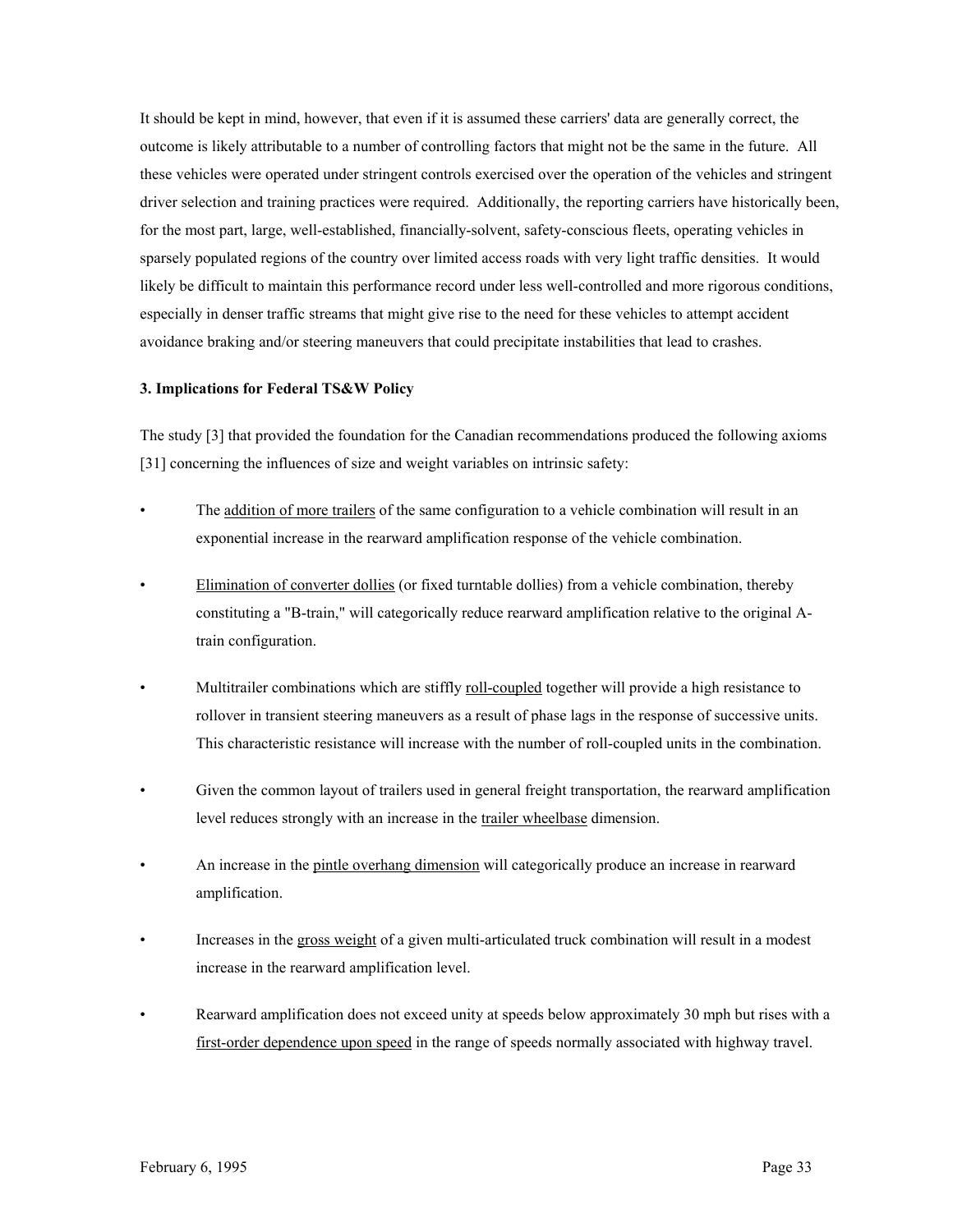It should be kept in mind, however, that even if it is assumed these carriers' data are generally correct, the outcome is likely attributable to a number of controlling factors that might not be the same in the future. All these vehicles were operated under stringent controls exercised over the operation of the vehicles and stringent driver selection and training practices were required. Additionally, the reporting carriers have historically been, for the most part, large, well-established, financially-solvent, safety-conscious fleets, operating vehicles in sparsely populated regions of the country over limited access roads with very light traffic densities. It would likely be difficult to maintain this performance record under less well-controlled and more rigorous conditions, especially in denser traffic streams that might give rise to the need for these vehicles to attempt accident avoidance braking and/or steering maneuvers that could precipitate instabilities that lead to crashes.

**3. Implications for Federal TS&W Policy**

The study [3] that provided the foundation for the Canadian recommendations produced the following axioms [31] concerning the influences of size and weight variables on intrinsic safety:

- The addition of more trailers of the same configuration to a vehicle combination will result in an exponential increase in the rearward amplification response of the vehicle combination.
- Elimination of converter dollies (or fixed turntable dollies) from a vehicle combination, thereby constituting a "B-train," will categorically reduce rearward amplification relative to the original A-train configuration.
- Multitrailer combinations which are stiffly roll-coupled together will provide a high resistance to rollover in transient steering maneuvers as a result of phase lags in the response of successive units. This characteristic resistance will increase with the number of roll-coupled units in the combination.
- Given the common layout of trailers used in general freight transportation, the rearward amplification level reduces strongly with an increase in the trailer wheelbase dimension.
- An increase in the pintle overhang dimension will categorically produce an increase in rearward amplification.
- Increases in the gross weight of a given multi-articulated truck combination will result in a modest increase in the rearward amplification level.
- Rearward amplification does not exceed unity at speeds below approximately 30 mph but rises with a first-order dependence upon speed in the range of speeds normally associated with highway travel.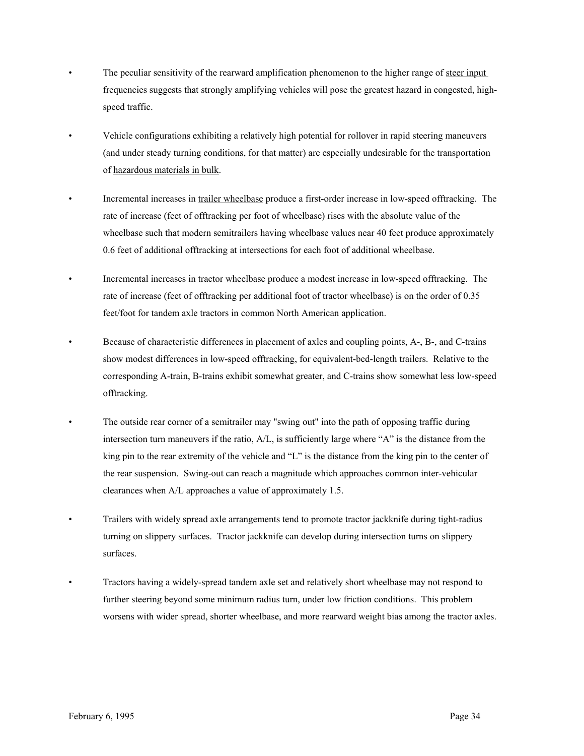- The peculiar sensitivity of the rearward amplification phenomenon to the higher range of <u>steer input frequencies</u> suggests that strongly amplifying vehicles will pose the greatest hazard in congested, high-speed traffic.

- Vehicle configurations exhibiting a relatively high potential for rollover in rapid steering maneuvers (and under steady turning conditions, for that matter) are especially undesirable for the transportation of <u>hazardous materials in bulk</u>.

- Incremental increases in <u>trailer wheelbase</u> produce a first-order increase in low-speed offtracking. The rate of increase (feet of offtracking per foot of wheelbase) rises with the absolute value of the wheelbase such that modern semitrailers having wheelbase values near 40 feet produce approximately 0.6 feet of additional offtracking at intersections for each foot of additional wheelbase.

- Incremental increases in <u>tractor wheelbase</u> produce a modest increase in low-speed offtracking. The rate of increase (feet of offtracking per additional foot of tractor wheelbase) is on the order of 0.35 feet/foot for tandem axle tractors in common North American application.

- Because of characteristic differences in placement of axles and coupling points, <u>A-, B-, and C-trains</u> show modest differences in low-speed offtracking, for equivalent-bed-length trailers. Relative to the corresponding A-train, B-trains exhibit somewhat greater, and C-trains show somewhat less low-speed offtracking.

- The outside rear corner of a semitrailer may "swing out" into the path of opposing traffic during intersection turn maneuvers if the ratio, A/L, is sufficiently large where "A" is the distance from the king pin to the rear extremity of the vehicle and "L" is the distance from the king pin to the center of the rear suspension. Swing-out can reach a magnitude which approaches common inter-vehicular clearances when A/L approaches a value of approximately 1.5.

- Trailers with widely spread axle arrangements tend to promote tractor jackknife during tight-radius turning on slippery surfaces. Tractor jackknife can develop during intersection turns on slippery surfaces.

- Tractors having a widely-spread tandem axle set and relatively short wheelbase may not respond to further steering beyond some minimum radius turn, under low friction conditions. This problem worsens with wider spread, shorter wheelbase, and more rearward weight bias among the tractor axles.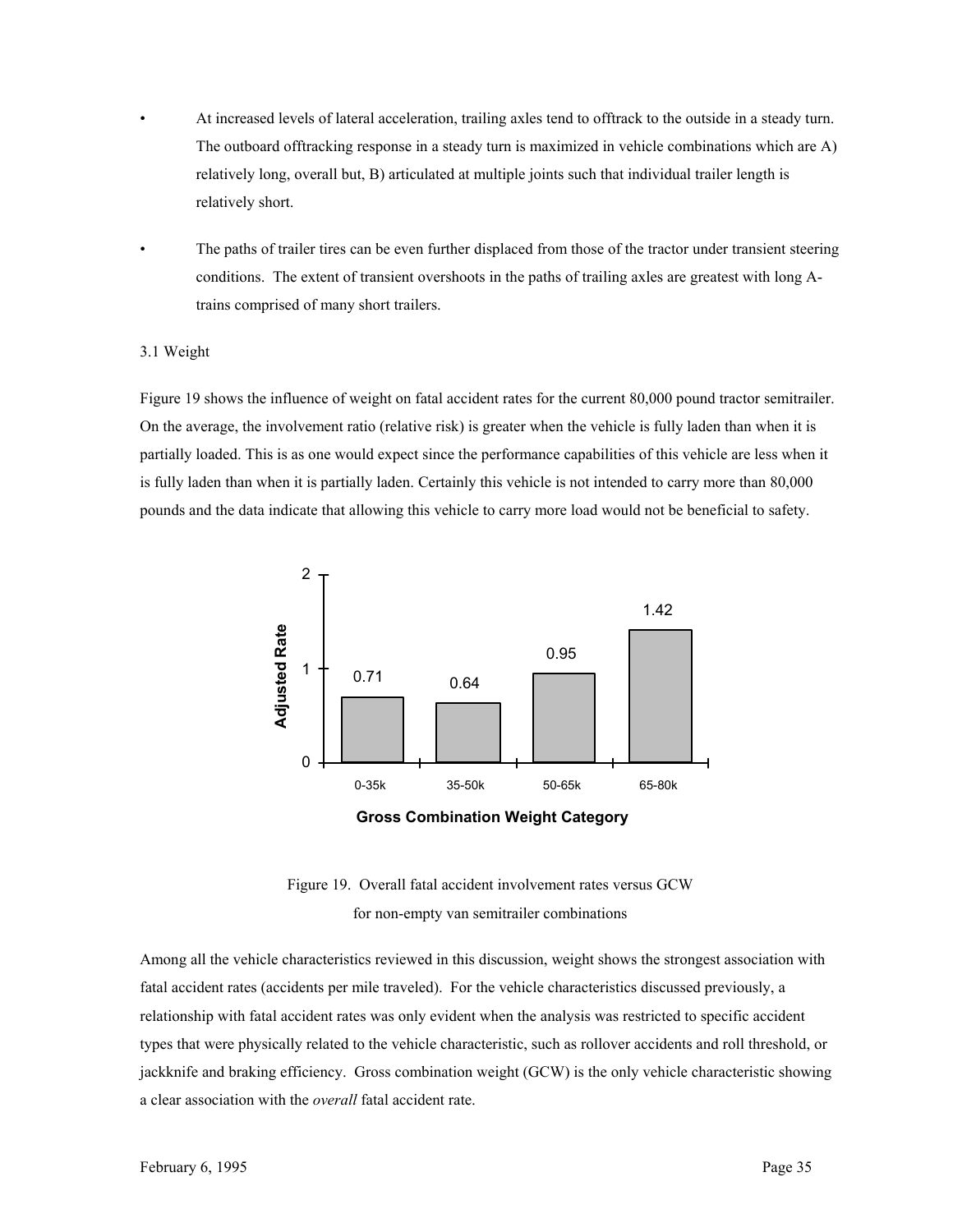- At increased levels of lateral acceleration, trailing axles tend to offtrack to the outside in a steady turn. The outboard offtracking response in a steady turn is maximized in vehicle combinations which are A) relatively long, overall but, B) articulated at multiple joints such that individual trailer length is relatively short.

- The paths of trailer tires can be even further displaced from those of the tractor under transient steering conditions. The extent of transient overshoots in the paths of trailing axles are greatest with long A-trains comprised of many short trailers.

3.1 Weight

Figure 19 shows the influence of weight on fatal accident rates for the current 80,000 pound tractor semitrailer. On the average, the involvement ratio (relative risk) is greater when the vehicle is fully laden than when it is partially loaded. This is as one would expect since the performance capabilities of this vehicle are less when it is fully laden than when it is partially laden. Certainly this vehicle is not intended to carry more than 80,000 pounds and the data indicate that allowing this vehicle to carry more load would not be beneficial to safety.

| Gross Combination Weight Category | Adjusted Rate |
|---|---|
| 0-35k | 0.71 |
| 35-50k | 0.64 |
| 50-65k | 0.95 |
| 65-80k | 1.42 |

Figure 19. Overall fatal accident involvement rates versus GCW for non-empty van semitrailer combinations

Among all the vehicle characteristics reviewed in this discussion, weight shows the strongest association with fatal accident rates (accidents per mile traveled). For the vehicle characteristics discussed previously, a relationship with fatal accident rates was only evident when the analysis was restricted to specific accident types that were physically related to the vehicle characteristic, such as rollover accidents and roll threshold, or jackknife and braking efficiency. Gross combination weight (GCW) is the only vehicle characteristic showing a clear association with the *overall* fatal accident rate.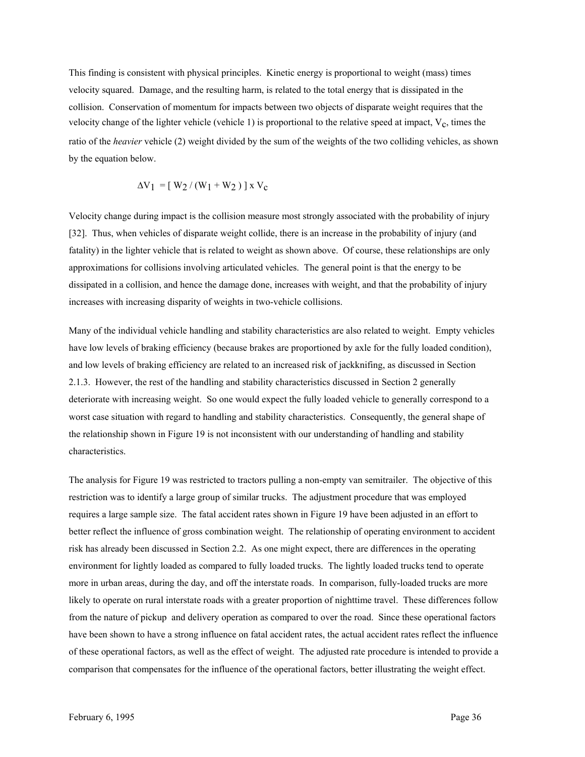This finding is consistent with physical principles. Kinetic energy is proportional to weight (mass) times velocity squared. Damage, and the resulting harm, is related to the total energy that is dissipated in the collision. Conservation of momentum for impacts between two objects of disparate weight requires that the velocity change of the lighter vehicle (vehicle 1) is proportional to the relative speed at impact, $V_c$, times the ratio of the *heavier* vehicle (2) weight divided by the sum of the weights of the two colliding vehicles, as shown by the equation below.

$$\Delta V_1 = [\, W_2 / (W_1 + W_2) \,] \times V_c$$

Velocity change during impact is the collision measure most strongly associated with the probability of injury [32]. Thus, when vehicles of disparate weight collide, there is an increase in the probability of injury (and fatality) in the lighter vehicle that is related to weight as shown above. Of course, these relationships are only approximations for collisions involving articulated vehicles. The general point is that the energy to be dissipated in a collision, and hence the damage done, increases with weight, and that the probability of injury increases with increasing disparity of weights in two-vehicle collisions.

Many of the individual vehicle handling and stability characteristics are also related to weight. Empty vehicles have low levels of braking efficiency (because brakes are proportioned by axle for the fully loaded condition), and low levels of braking efficiency are related to an increased risk of jackknifing, as discussed in Section 2.1.3. However, the rest of the handling and stability characteristics discussed in Section 2 generally deteriorate with increasing weight. So one would expect the fully loaded vehicle to generally correspond to a worst case situation with regard to handling and stability characteristics. Consequently, the general shape of the relationship shown in Figure 19 is not inconsistent with our understanding of handling and stability characteristics.

The analysis for Figure 19 was restricted to tractors pulling a non-empty van semitrailer. The objective of this restriction was to identify a large group of similar trucks. The adjustment procedure that was employed requires a large sample size. The fatal accident rates shown in Figure 19 have been adjusted in an effort to better reflect the influence of gross combination weight. The relationship of operating environment to accident risk has already been discussed in Section 2.2. As one might expect, there are differences in the operating environment for lightly loaded as compared to fully loaded trucks. The lightly loaded trucks tend to operate more in urban areas, during the day, and off the interstate roads. In comparison, fully-loaded trucks are more likely to operate on rural interstate roads with a greater proportion of nighttime travel. These differences follow from the nature of pickup and delivery operation as compared to over the road. Since these operational factors have been shown to have a strong influence on fatal accident rates, the actual accident rates reflect the influence of these operational factors, as well as the effect of weight. The adjusted rate procedure is intended to provide a comparison that compensates for the influence of the operational factors, better illustrating the weight effect.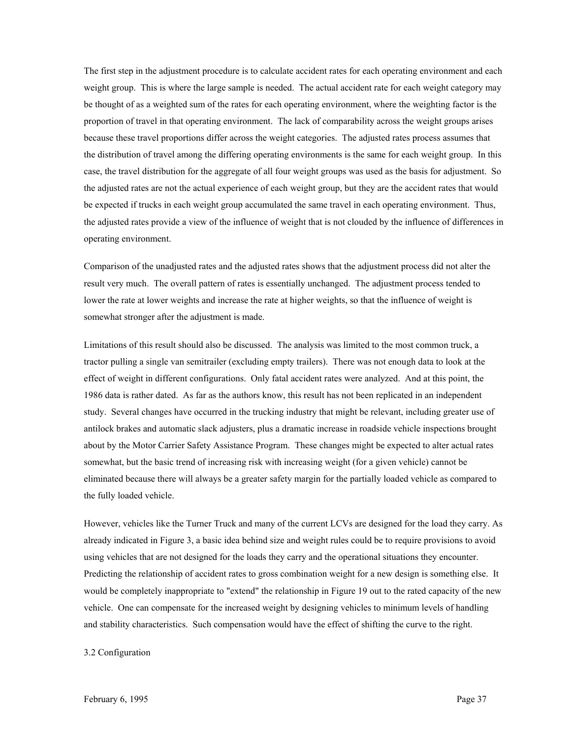The first step in the adjustment procedure is to calculate accident rates for each operating environment and each weight group. This is where the large sample is needed. The actual accident rate for each weight category may be thought of as a weighted sum of the rates for each operating environment, where the weighting factor is the proportion of travel in that operating environment. The lack of comparability across the weight groups arises because these travel proportions differ across the weight categories. The adjusted rates process assumes that the distribution of travel among the differing operating environments is the same for each weight group. In this case, the travel distribution for the aggregate of all four weight groups was used as the basis for adjustment. So the adjusted rates are not the actual experience of each weight group, but they are the accident rates that would be expected if trucks in each weight group accumulated the same travel in each operating environment. Thus, the adjusted rates provide a view of the influence of weight that is not clouded by the influence of differences in operating environment.

Comparison of the unadjusted rates and the adjusted rates shows that the adjustment process did not alter the result very much. The overall pattern of rates is essentially unchanged. The adjustment process tended to lower the rate at lower weights and increase the rate at higher weights, so that the influence of weight is somewhat stronger after the adjustment is made.

Limitations of this result should also be discussed. The analysis was limited to the most common truck, a tractor pulling a single van semitrailer (excluding empty trailers). There was not enough data to look at the effect of weight in different configurations. Only fatal accident rates were analyzed. And at this point, the 1986 data is rather dated. As far as the authors know, this result has not been replicated in an independent study. Several changes have occurred in the trucking industry that might be relevant, including greater use of antilock brakes and automatic slack adjusters, plus a dramatic increase in roadside vehicle inspections brought about by the Motor Carrier Safety Assistance Program. These changes might be expected to alter actual rates somewhat, but the basic trend of increasing risk with increasing weight (for a given vehicle) cannot be eliminated because there will always be a greater safety margin for the partially loaded vehicle as compared to the fully loaded vehicle.

However, vehicles like the Turner Truck and many of the current LCVs are designed for the load they carry. As already indicated in Figure 3, a basic idea behind size and weight rules could be to require provisions to avoid using vehicles that are not designed for the loads they carry and the operational situations they encounter. Predicting the relationship of accident rates to gross combination weight for a new design is something else. It would be completely inappropriate to "extend" the relationship in Figure 19 out to the rated capacity of the new vehicle. One can compensate for the increased weight by designing vehicles to minimum levels of handling and stability characteristics. Such compensation would have the effect of shifting the curve to the right.

## 3.2 Configuration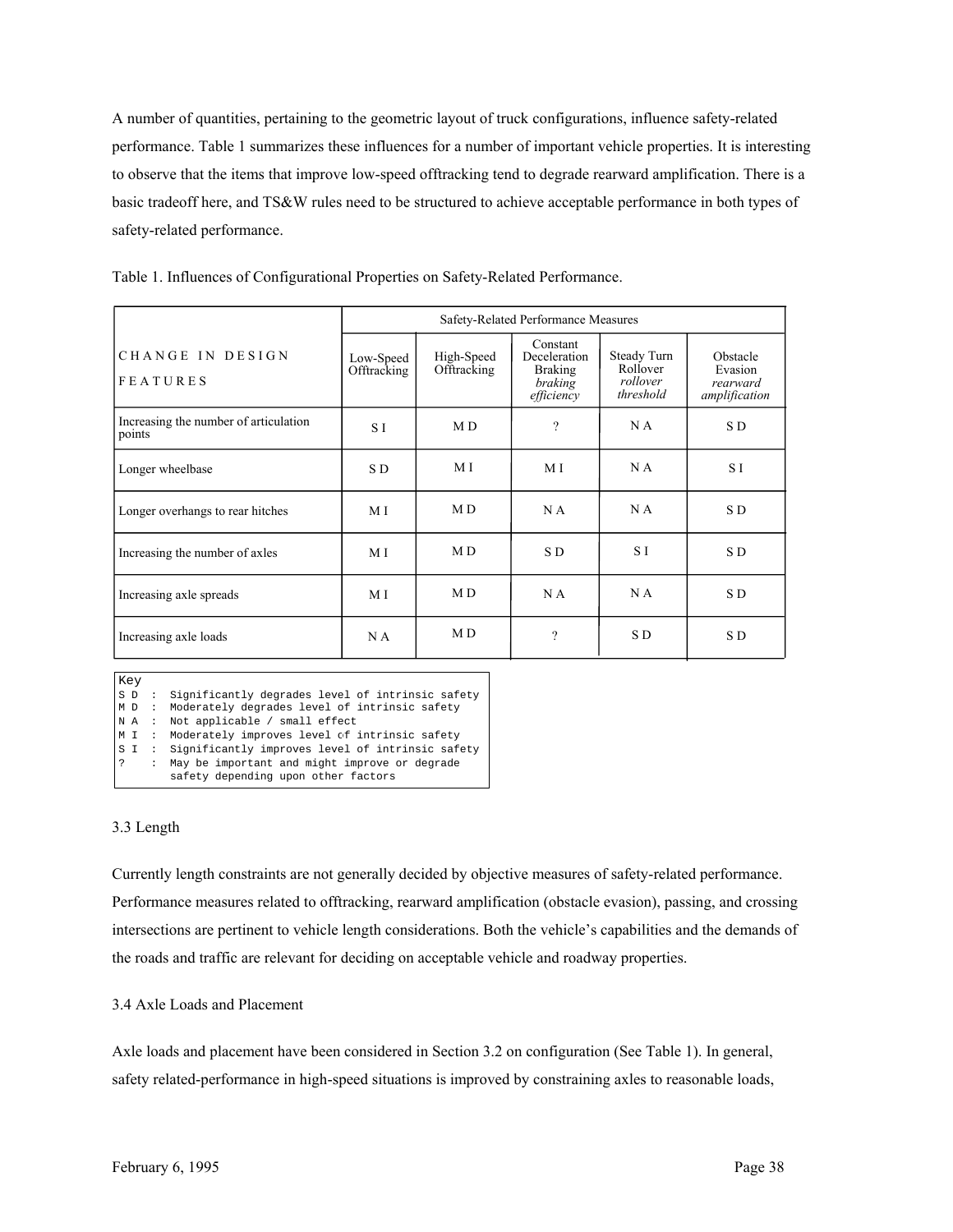A number of quantities, pertaining to the geometric layout of truck configurations, influence safety-related performance. Table 1 summarizes these influences for a number of important vehicle properties. It is interesting to observe that the items that improve low-speed offtracking tend to degrade rearward amplification. There is a basic tradeoff here, and TS&W rules need to be structured to achieve acceptable performance in both types of safety-related performance.

Table 1. Influences of Configurational Properties on Safety-Related Performance.

| | Safety-Related Performance Measures | | | | |
|---|---|---|---|---|---|
| CHANGE IN DESIGN FEATURES | Low-Speed Offtracking | High-Speed Offtracking | Constant Deceleration Braking *braking efficiency* | Steady Turn Rollover *rollover threshold* | Obstacle Evasion *rearward amplification* |
| Increasing the number of articulation points | S I | M D | ? | N A | S D |
| Longer wheelbase | S D | M I | M I | N A | S I |
| Longer overhangs to rear hitches | M I | M D | N A | N A | S D |
| Increasing the number of axles | M I | M D | S D | S I | S D |
| Increasing axle spreads | M I | M D | N A | N A | S D |
| Increasing axle loads | N A | M D | ? | S D | S D |

```
Key
S D  :  Significantly degrades level of intrinsic safety
M D  :  Moderately degrades level of intrinsic safety
N A  :  Not applicable / small effect
M I  :  Moderately improves level of intrinsic safety
S I  :  Significantly improves level of intrinsic safety
?    :  May be important and might improve or degrade
        safety depending upon other factors
```

### 3.3 Length

Currently length constraints are not generally decided by objective measures of safety-related performance. Performance measures related to offtracking, rearward amplification (obstacle evasion), passing, and crossing intersections are pertinent to vehicle length considerations. Both the vehicle's capabilities and the demands of the roads and traffic are relevant for deciding on acceptable vehicle and roadway properties.

### 3.4 Axle Loads and Placement

Axle loads and placement have been considered in Section 3.2 on configuration (See Table 1). In general, safety related-performance in high-speed situations is improved by constraining axles to reasonable loads,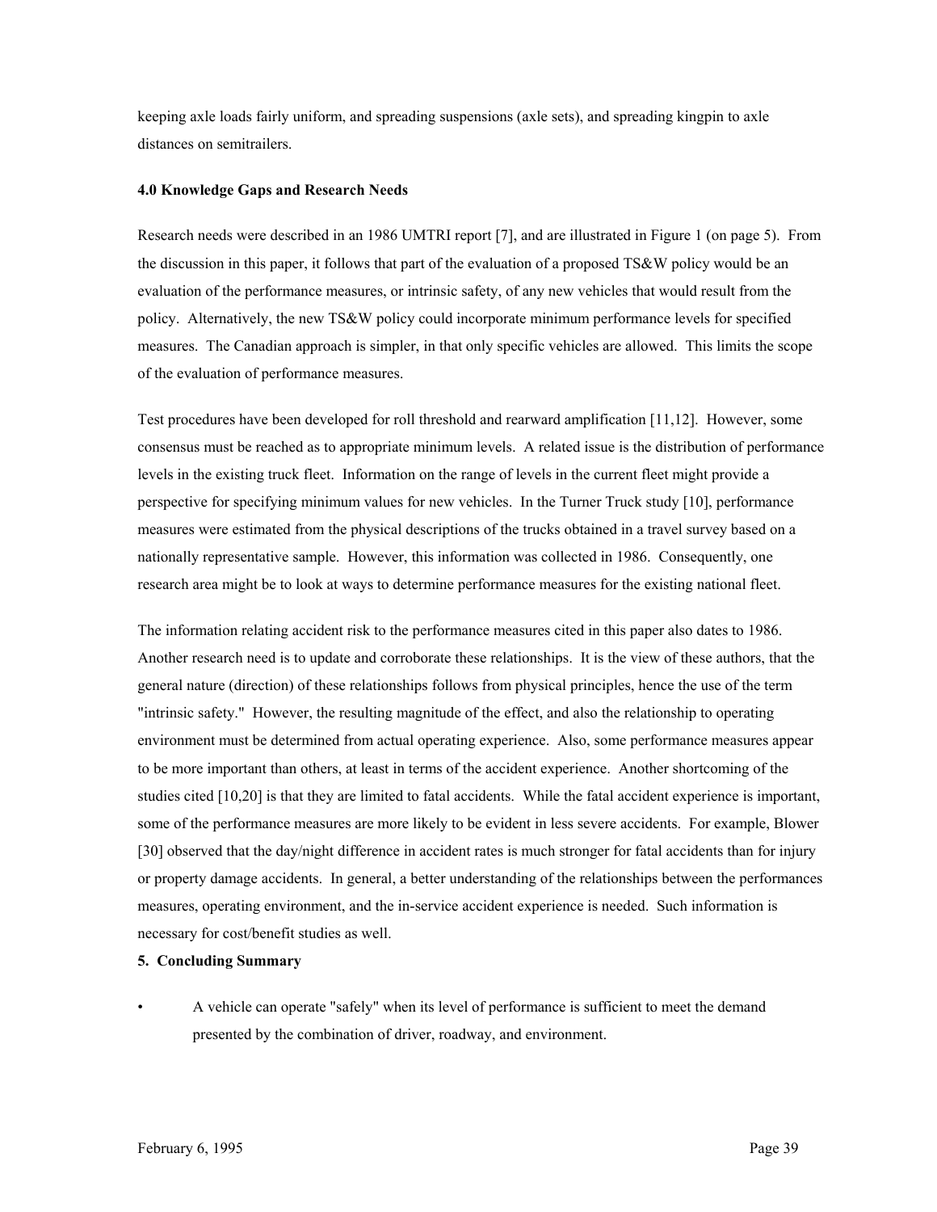keeping axle loads fairly uniform, and spreading suspensions (axle sets), and spreading kingpin to axle distances on semitrailers.

**4.0 Knowledge Gaps and Research Needs**

Research needs were described in an 1986 UMTRI report [7], and are illustrated in Figure 1 (on page 5). From the discussion in this paper, it follows that part of the evaluation of a proposed TS&W policy would be an evaluation of the performance measures, or intrinsic safety, of any new vehicles that would result from the policy. Alternatively, the new TS&W policy could incorporate minimum performance levels for specified measures. The Canadian approach is simpler, in that only specific vehicles are allowed. This limits the scope of the evaluation of performance measures.

Test procedures have been developed for roll threshold and rearward amplification [11,12]. However, some consensus must be reached as to appropriate minimum levels. A related issue is the distribution of performance levels in the existing truck fleet. Information on the range of levels in the current fleet might provide a perspective for specifying minimum values for new vehicles. In the Turner Truck study [10], performance measures were estimated from the physical descriptions of the trucks obtained in a travel survey based on a nationally representative sample. However, this information was collected in 1986. Consequently, one research area might be to look at ways to determine performance measures for the existing national fleet.

The information relating accident risk to the performance measures cited in this paper also dates to 1986. Another research need is to update and corroborate these relationships. It is the view of these authors, that the general nature (direction) of these relationships follows from physical principles, hence the use of the term "intrinsic safety." However, the resulting magnitude of the effect, and also the relationship to operating environment must be determined from actual operating experience. Also, some performance measures appear to be more important than others, at least in terms of the accident experience. Another shortcoming of the studies cited [10,20] is that they are limited to fatal accidents. While the fatal accident experience is important, some of the performance measures are more likely to be evident in less severe accidents. For example, Blower [30] observed that the day/night difference in accident rates is much stronger for fatal accidents than for injury or property damage accidents. In general, a better understanding of the relationships between the performances measures, operating environment, and the in-service accident experience is needed. Such information is necessary for cost/benefit studies as well.

**5. Concluding Summary**

- A vehicle can operate "safely" when its level of performance is sufficient to meet the demand presented by the combination of driver, roadway, and environment.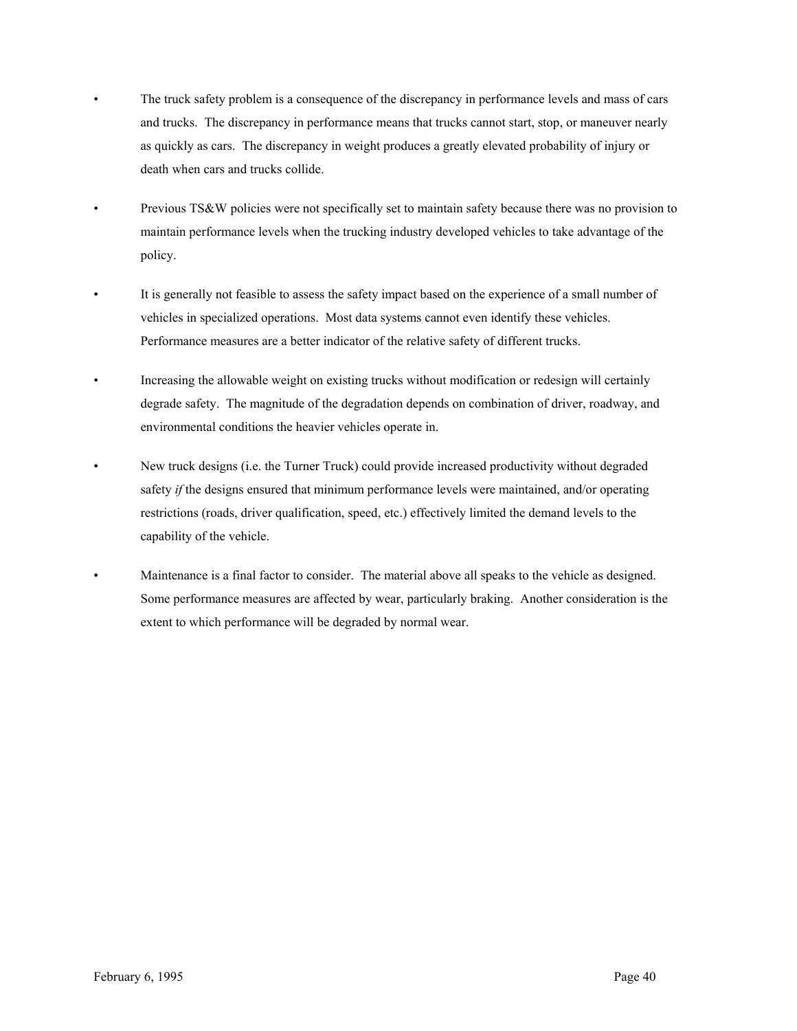- The truck safety problem is a consequence of the discrepancy in performance levels and mass of cars and trucks. The discrepancy in performance means that trucks cannot start, stop, or maneuver nearly as quickly as cars. The discrepancy in weight produces a greatly elevated probability of injury or death when cars and trucks collide.

- Previous TS&W policies were not specifically set to maintain safety because there was no provision to maintain performance levels when the trucking industry developed vehicles to take advantage of the policy.

- It is generally not feasible to assess the safety impact based on the experience of a small number of vehicles in specialized operations. Most data systems cannot even identify these vehicles. Performance measures are a better indicator of the relative safety of different trucks.

- Increasing the allowable weight on existing trucks without modification or redesign will certainly degrade safety. The magnitude of the degradation depends on combination of driver, roadway, and environmental conditions the heavier vehicles operate in.

- New truck designs (i.e. the Turner Truck) could provide increased productivity without degraded safety *if* the designs ensured that minimum performance levels were maintained, and/or operating restrictions (roads, driver qualification, speed, etc.) effectively limited the demand levels to the capability of the vehicle.

- Maintenance is a final factor to consider. The material above all speaks to the vehicle as designed. Some performance measures are affected by wear, particularly braking. Another consideration is the extent to which performance will be degraded by normal wear.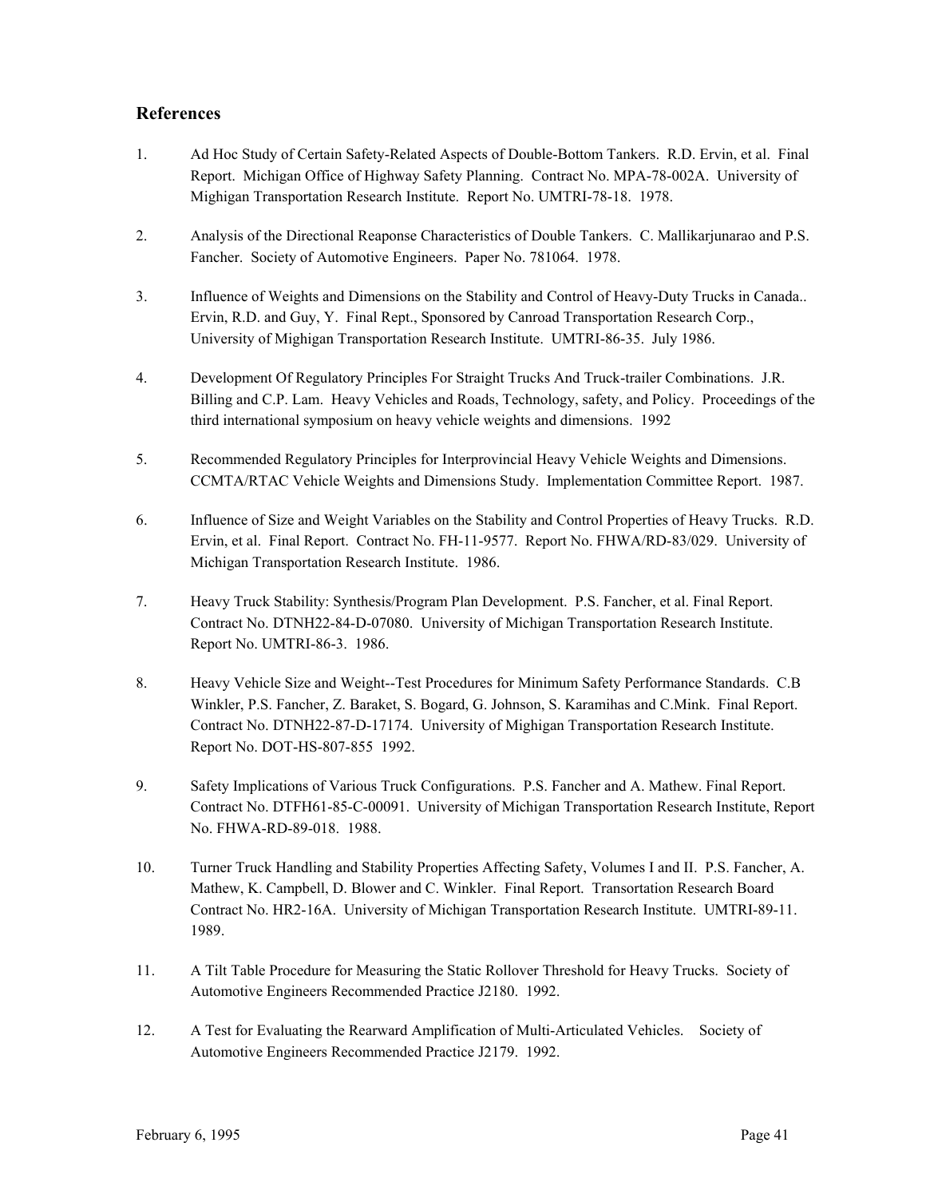## References

1. Ad Hoc Study of Certain Safety-Related Aspects of Double-Bottom Tankers. R.D. Ervin, et al. Final Report. Michigan Office of Highway Safety Planning. Contract No. MPA-78-002A. University of Mighigan Transportation Research Institute. Report No. UMTRI-78-18. 1978.

2. Analysis of the Directional Reaponse Characteristics of Double Tankers. C. Mallikarjunarao and P.S. Fancher. Society of Automotive Engineers. Paper No. 781064. 1978.

3. Influence of Weights and Dimensions on the Stability and Control of Heavy-Duty Trucks in Canada.. Ervin, R.D. and Guy, Y. Final Rept., Sponsored by Canroad Transportation Research Corp., University of Mighigan Transportation Research Institute. UMTRI-86-35. July 1986.

4. Development Of Regulatory Principles For Straight Trucks And Truck-trailer Combinations. J.R. Billing and C.P. Lam. Heavy Vehicles and Roads, Technology, safety, and Policy. Proceedings of the third international symposium on heavy vehicle weights and dimensions. 1992

5. Recommended Regulatory Principles for Interprovincial Heavy Vehicle Weights and Dimensions. CCMTA/RTAC Vehicle Weights and Dimensions Study. Implementation Committee Report. 1987.

6. Influence of Size and Weight Variables on the Stability and Control Properties of Heavy Trucks. R.D. Ervin, et al. Final Report. Contract No. FH-11-9577. Report No. FHWA/RD-83/029. University of Michigan Transportation Research Institute. 1986.

7. Heavy Truck Stability: Synthesis/Program Plan Development. P.S. Fancher, et al. Final Report. Contract No. DTNH22-84-D-07080. University of Michigan Transportation Research Institute. Report No. UMTRI-86-3. 1986.

8. Heavy Vehicle Size and Weight--Test Procedures for Minimum Safety Performance Standards. C.B Winkler, P.S. Fancher, Z. Baraket, S. Bogard, G. Johnson, S. Karamihas and C.Mink. Final Report. Contract No. DTNH22-87-D-17174. University of Mighigan Transportation Research Institute. Report No. DOT-HS-807-855 1992.

9. Safety Implications of Various Truck Configurations. P.S. Fancher and A. Mathew. Final Report. Contract No. DTFH61-85-C-00091. University of Michigan Transportation Research Institute, Report No. FHWA-RD-89-018. 1988.

10. Turner Truck Handling and Stability Properties Affecting Safety, Volumes I and II. P.S. Fancher, A. Mathew, K. Campbell, D. Blower and C. Winkler. Final Report. Transortation Research Board Contract No. HR2-16A. University of Michigan Transportation Research Institute. UMTRI-89-11. 1989.

11. A Tilt Table Procedure for Measuring the Static Rollover Threshold for Heavy Trucks. Society of Automotive Engineers Recommended Practice J2180. 1992.

12. A Test for Evaluating the Rearward Amplification of Multi-Articulated Vehicles. Society of Automotive Engineers Recommended Practice J2179. 1992.

February 6, 1995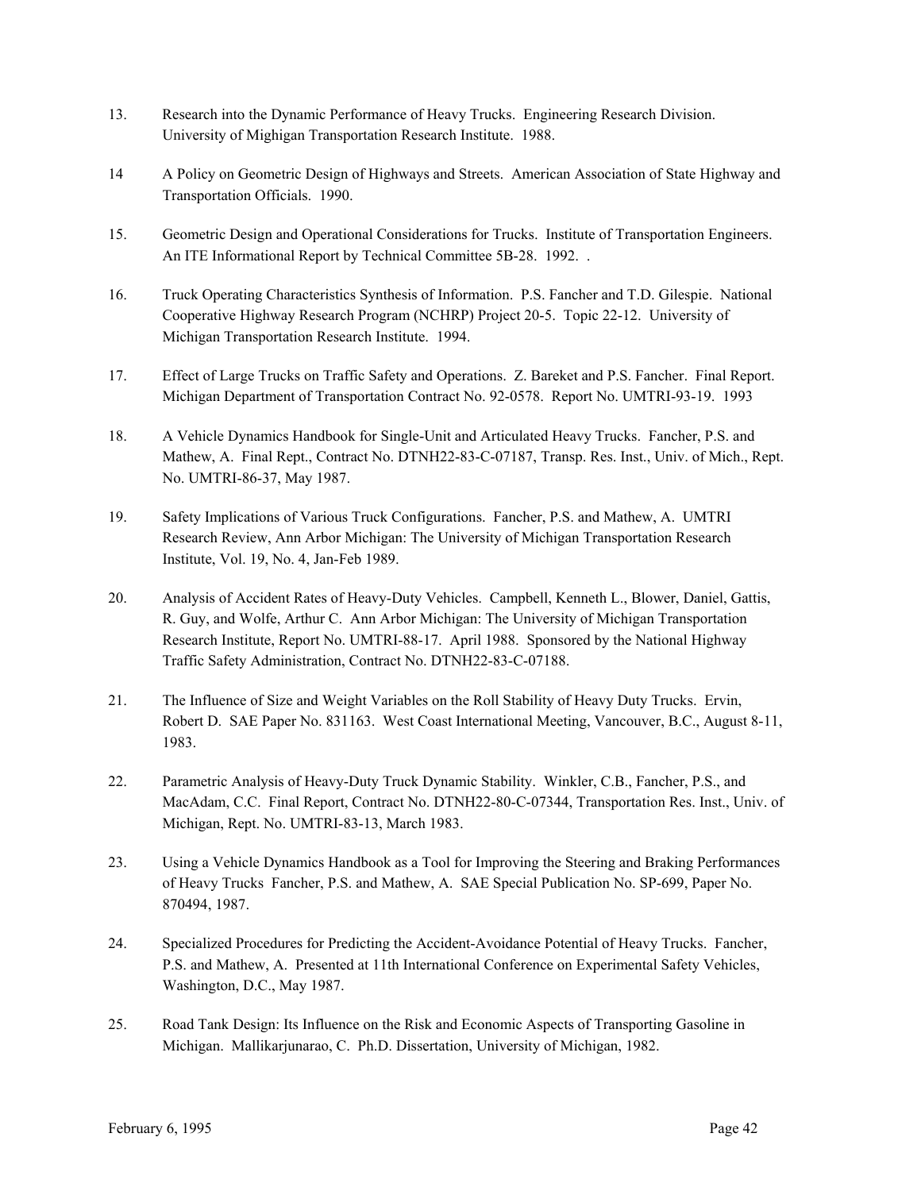13. Research into the Dynamic Performance of Heavy Trucks. Engineering Research Division. University of Mighigan Transportation Research Institute. 1988.

14 A Policy on Geometric Design of Highways and Streets. American Association of State Highway and Transportation Officials. 1990.

15. Geometric Design and Operational Considerations for Trucks. Institute of Transportation Engineers. An ITE Informational Report by Technical Committee 5B-28. 1992. .

16. Truck Operating Characteristics Synthesis of Information. P.S. Fancher and T.D. Gilespie. National Cooperative Highway Research Program (NCHRP) Project 20-5. Topic 22-12. University of Michigan Transportation Research Institute. 1994.

17. Effect of Large Trucks on Traffic Safety and Operations. Z. Bareket and P.S. Fancher. Final Report. Michigan Department of Transportation Contract No. 92-0578. Report No. UMTRI-93-19. 1993

18. A Vehicle Dynamics Handbook for Single-Unit and Articulated Heavy Trucks. Fancher, P.S. and Mathew, A. Final Rept., Contract No. DTNH22-83-C-07187, Transp. Res. Inst., Univ. of Mich., Rept. No. UMTRI-86-37, May 1987.

19. Safety Implications of Various Truck Configurations. Fancher, P.S. and Mathew, A. UMTRI Research Review, Ann Arbor Michigan: The University of Michigan Transportation Research Institute, Vol. 19, No. 4, Jan-Feb 1989.

20. Analysis of Accident Rates of Heavy-Duty Vehicles. Campbell, Kenneth L., Blower, Daniel, Gattis, R. Guy, and Wolfe, Arthur C. Ann Arbor Michigan: The University of Michigan Transportation Research Institute, Report No. UMTRI-88-17. April 1988. Sponsored by the National Highway Traffic Safety Administration, Contract No. DTNH22-83-C-07188.

21. The Influence of Size and Weight Variables on the Roll Stability of Heavy Duty Trucks. Ervin, Robert D. SAE Paper No. 831163. West Coast International Meeting, Vancouver, B.C., August 8-11, 1983.

22. Parametric Analysis of Heavy-Duty Truck Dynamic Stability. Winkler, C.B., Fancher, P.S., and MacAdam, C.C. Final Report, Contract No. DTNH22-80-C-07344, Transportation Res. Inst., Univ. of Michigan, Rept. No. UMTRI-83-13, March 1983.

23. Using a Vehicle Dynamics Handbook as a Tool for Improving the Steering and Braking Performances of Heavy Trucks Fancher, P.S. and Mathew, A. SAE Special Publication No. SP-699, Paper No. 870494, 1987.

24. Specialized Procedures for Predicting the Accident-Avoidance Potential of Heavy Trucks. Fancher, P.S. and Mathew, A. Presented at 11th International Conference on Experimental Safety Vehicles, Washington, D.C., May 1987.

25. Road Tank Design: Its Influence on the Risk and Economic Aspects of Transporting Gasoline in Michigan. Mallikarjunarao, C. Ph.D. Dissertation, University of Michigan, 1982.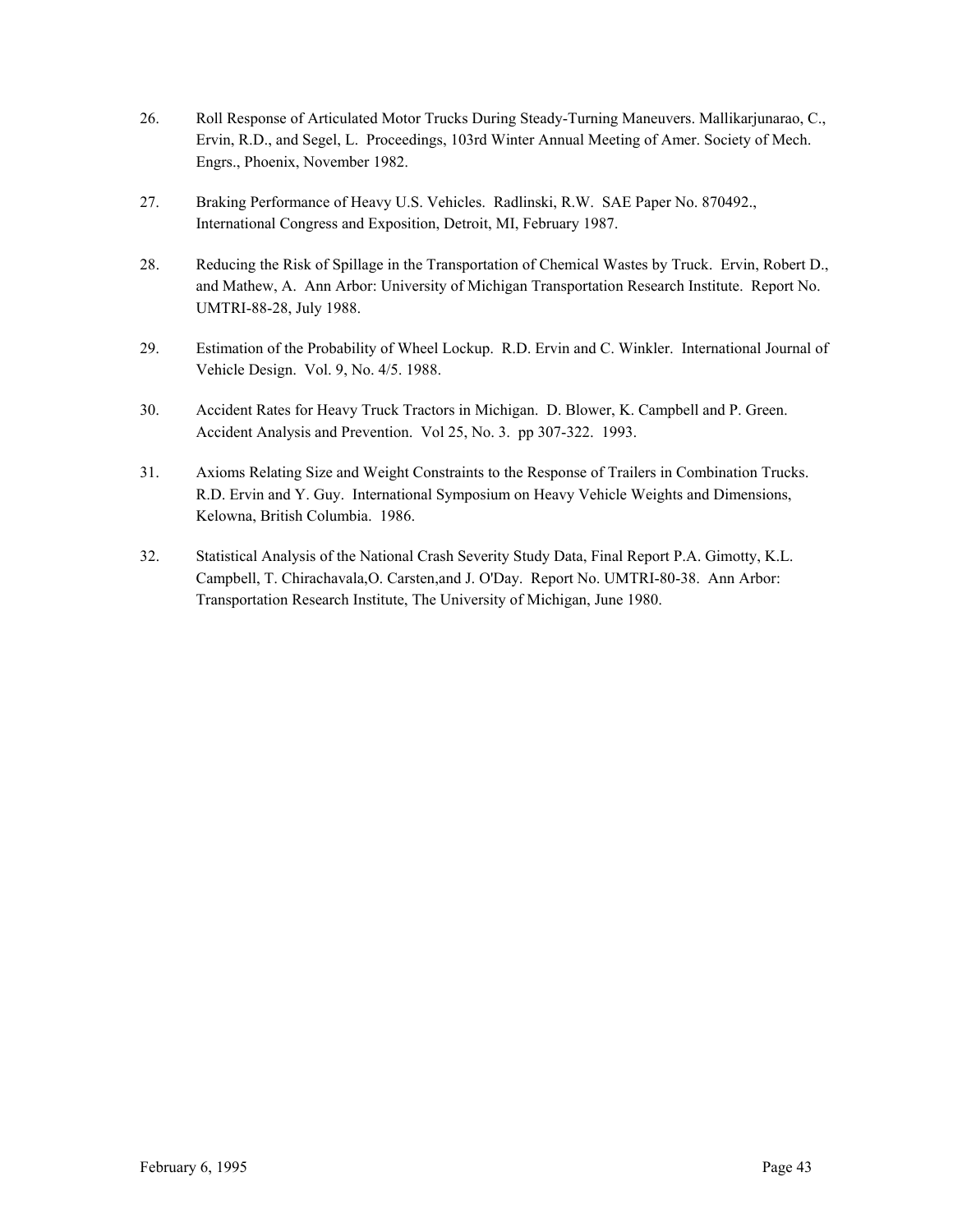26. Roll Response of Articulated Motor Trucks During Steady-Turning Maneuvers. Mallikarjunarao, C., Ervin, R.D., and Segel, L. Proceedings, 103rd Winter Annual Meeting of Amer. Society of Mech. Engrs., Phoenix, November 1982.

27. Braking Performance of Heavy U.S. Vehicles. Radlinski, R.W. SAE Paper No. 870492., International Congress and Exposition, Detroit, MI, February 1987.

28. Reducing the Risk of Spillage in the Transportation of Chemical Wastes by Truck. Ervin, Robert D., and Mathew, A. Ann Arbor: University of Michigan Transportation Research Institute. Report No. UMTRI-88-28, July 1988.

29. Estimation of the Probability of Wheel Lockup. R.D. Ervin and C. Winkler. International Journal of Vehicle Design. Vol. 9, No. 4/5. 1988.

30. Accident Rates for Heavy Truck Tractors in Michigan. D. Blower, K. Campbell and P. Green. Accident Analysis and Prevention. Vol 25, No. 3. pp 307-322. 1993.

31. Axioms Relating Size and Weight Constraints to the Response of Trailers in Combination Trucks. R.D. Ervin and Y. Guy. International Symposium on Heavy Vehicle Weights and Dimensions, Kelowna, British Columbia. 1986.

32. Statistical Analysis of the National Crash Severity Study Data, Final Report P.A. Gimotty, K.L. Campbell, T. Chirachavala,O. Carsten,and J. O'Day. Report No. UMTRI-80-38. Ann Arbor: Transportation Research Institute, The University of Michigan, June 1980.